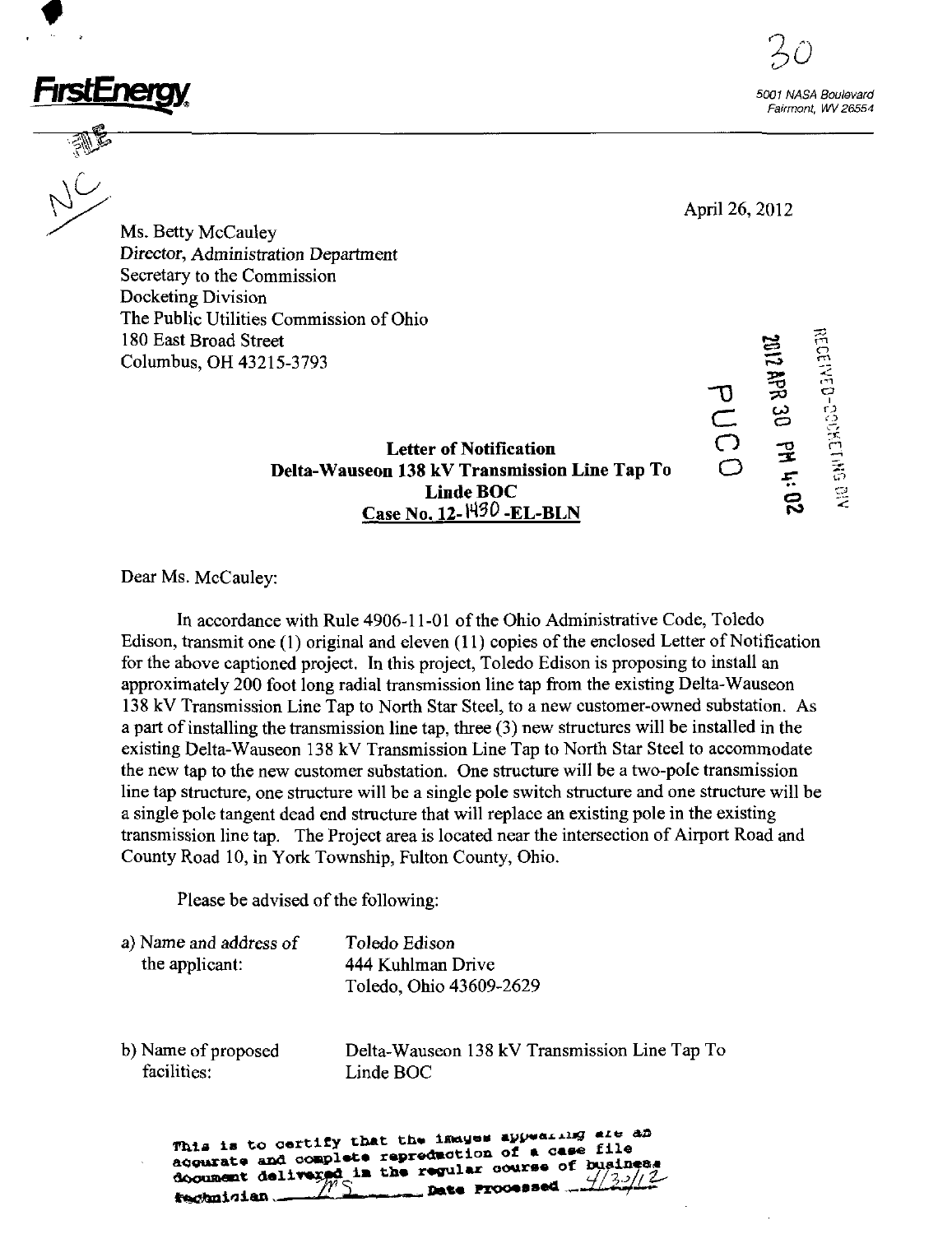**FirstEnergy**

5001 NASA Boulevard
Fairmont, WV 26554

April 26, 2012

Ms. Betty McCauley
Director, Administration Department
Secretary to the Commission
Docketing Division
The Public Utilities Commission of Ohio
180 East Broad Street
Columbus, OH 43215-3793

RECEIVED-DOCKETING DIV
2012 APR 30 PM 4:02
PUCO

**Letter of Notification**
**Delta-Wauseon 138 kV Transmission Line Tap To**
**Linde BOC**
**Case No. 12-1430 -EL-BLN**

Dear Ms. McCauley:

In accordance with Rule 4906-11-01 of the Ohio Administrative Code, Toledo Edison, transmit one (1) original and eleven (11) copies of the enclosed Letter of Notification for the above captioned project. In this project, Toledo Edison is proposing to install an approximately 200 foot long radial transmission line tap from the existing Delta-Wauseon 138 kV Transmission Line Tap to North Star Steel, to a new customer-owned substation. As a part of installing the transmission line tap, three (3) new structures will be installed in the existing Delta-Wauseon 138 kV Transmission Line Tap to North Star Steel to accommodate the new tap to the new customer substation. One structure will be a two-pole transmission line tap structure, one structure will be a single pole switch structure and one structure will be a single pole tangent dead end structure that will replace an existing pole in the existing transmission line tap. The Project area is located near the intersection of Airport Road and County Road 10, in York Township, Fulton County, Ohio.

Please be advised of the following:

| | |
|---|---|
| a) Name and address of the applicant: | Toledo Edison<br>444 Kuhlman Drive<br>Toledo, Ohio 43609-2629 |
| b) Name of proposed facilities: | Delta-Wauseon 138 kV Transmission Line Tap To Linde BOC |

This is to certify that the images appearing are an accurate and complete reproduction of a case file document delivered in the regular course of business. Technician MS Date Processed 4/30/12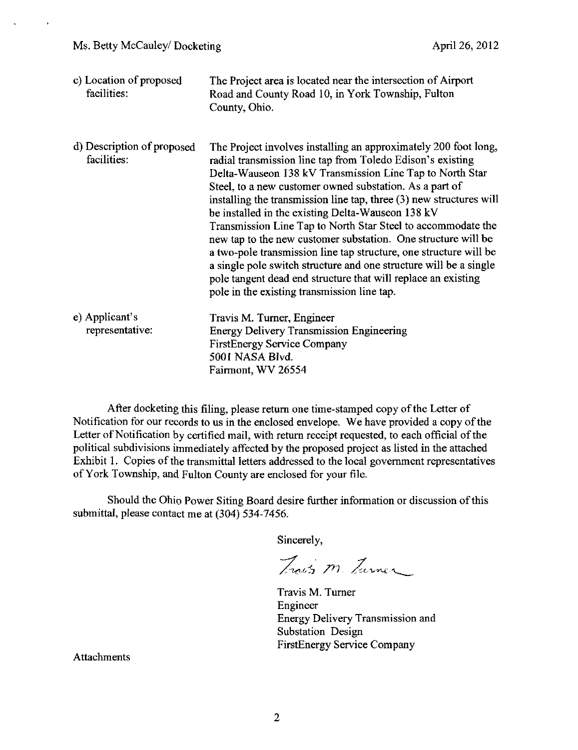Ms. Betty McCauley/ Docketing April 26, 2012

| | |
|---|---|
| c) Location of proposed facilities: | The Project area is located near the intersection of Airport Road and County Road 10, in York Township, Fulton County, Ohio. |
| d) Description of proposed facilities: | The Project involves installing an approximately 200 foot long, radial transmission line tap from Toledo Edison's existing Delta-Wauseon 138 kV Transmission Line Tap to North Star Steel, to a new customer owned substation. As a part of installing the transmission line tap, three (3) new structures will be installed in the existing Delta-Wauseon 138 kV Transmission Line Tap to North Star Steel to accommodate the new tap to the new customer substation. One structure will be a two-pole transmission line tap structure, one structure will be a single pole switch structure and one structure will be a single pole tangent dead end structure that will replace an existing pole in the existing transmission line tap. |
| e) Applicant's representative: | Travis M. Turner, Engineer<br>Energy Delivery Transmission Engineering<br>FirstEnergy Service Company<br>5001 NASA Blvd.<br>Fairmont, WV 26554 |

After docketing this filing, please return one time-stamped copy of the Letter of Notification for our records to us in the enclosed envelope. We have provided a copy of the Letter of Notification by certified mail, with return receipt requested, to each official of the political subdivisions immediately affected by the proposed project as listed in the attached Exhibit 1. Copies of the transmittal letters addressed to the local government representatives of York Township, and Fulton County are enclosed for your file.

Should the Ohio Power Siting Board desire further information or discussion of this submittal, please contact me at (304) 534-7456.

Sincerely,

Travis M. Turner

Travis M. Turner
Engineer
Energy Delivery Transmission and Substation Design
FirstEnergy Service Company

Attachments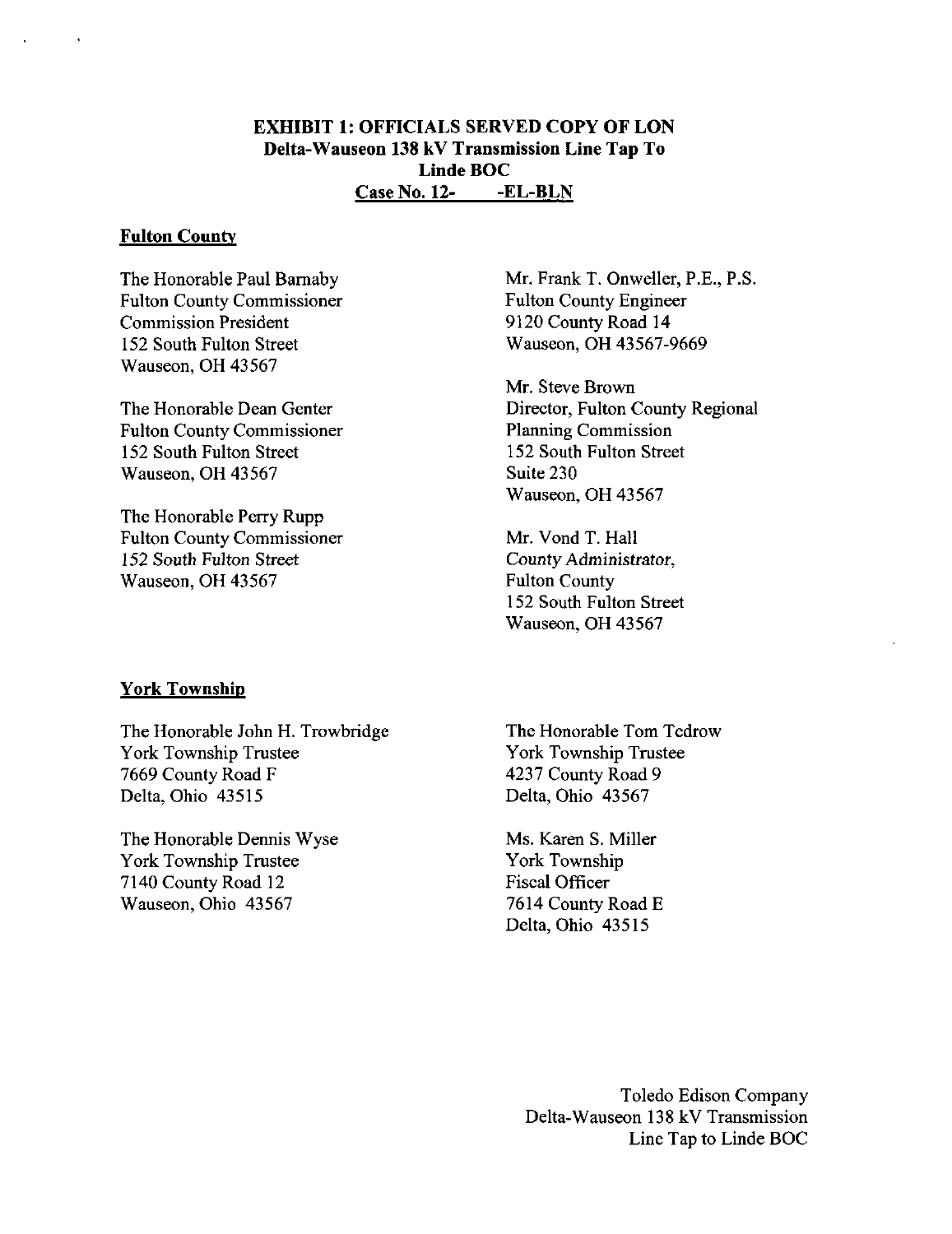# EXHIBIT 1: OFFICIALS SERVED COPY OF LON
## Delta-Wauseon 138 kV Transmission Line Tap To Linde BOC
## Case No. 12- -EL-BLN

### Fulton County

The Honorable Paul Barnaby
Fulton County Commissioner
Commission President
152 South Fulton Street
Wauseon, OH 43567

The Honorable Dean Genter
Fulton County Commissioner
152 South Fulton Street
Wauseon, OH 43567

The Honorable Perry Rupp
Fulton County Commissioner
152 South Fulton Street
Wauseon, OH 43567

Mr. Frank T. Onweller, P.E., P.S.
Fulton County Engineer
9120 County Road 14
Wauseon, OH 43567-9669

Mr. Steve Brown
Director, Fulton County Regional
Planning Commission
152 South Fulton Street
Suite 230
Wauseon, OH 43567

Mr. Vond T. Hall
County Administrator,
Fulton County
152 South Fulton Street
Wauseon, OH 43567

### York Township

The Honorable John H. Trowbridge
York Township Trustee
7669 County Road F
Delta, Ohio 43515

The Honorable Dennis Wyse
York Township Trustee
7140 County Road 12
Wauseon, Ohio 43567

The Honorable Tom Tedrow
York Township Trustee
4237 County Road 9
Delta, Ohio 43567

Ms. Karen S. Miller
York Township
Fiscal Officer
7614 County Road E
Delta, Ohio 43515

Toledo Edison Company
Delta-Wauseon 138 kV Transmission
Line Tap to Linde BOC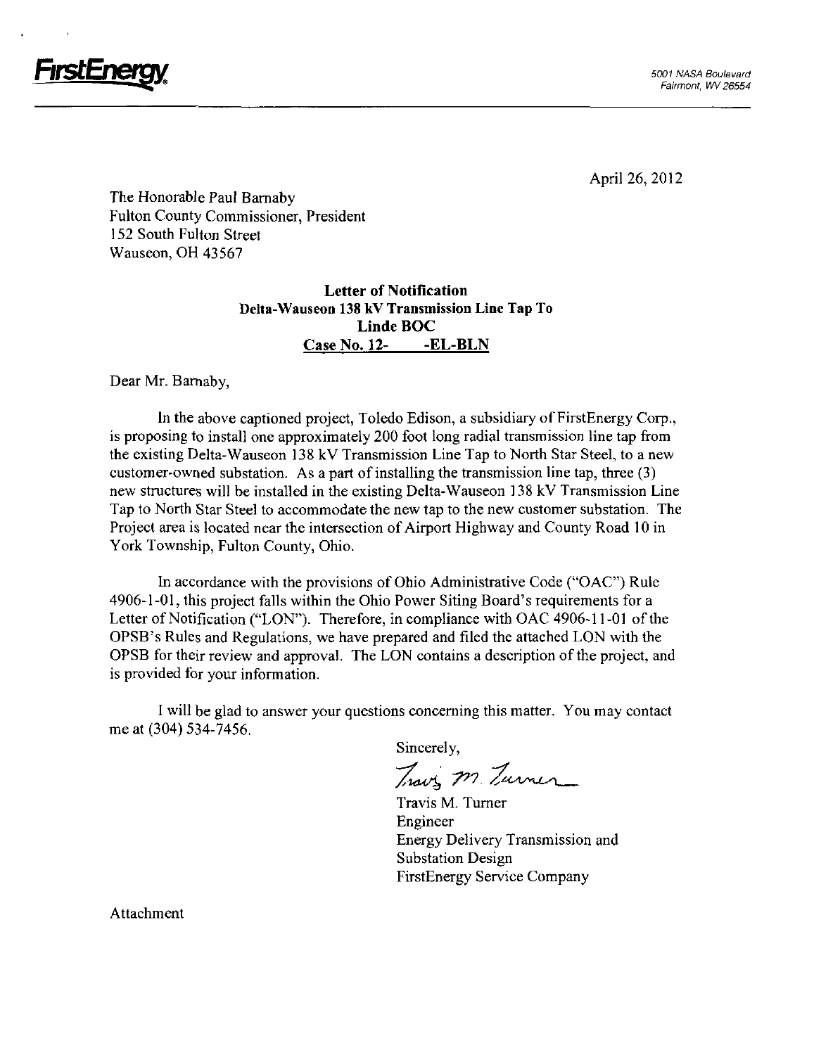**FirstEnergy**

5001 NASA Boulevard
Fairmont, WV 26554

April 26, 2012

The Honorable Paul Barnaby
Fulton County Commissioner, President
152 South Fulton Street
Wauseon, OH 43567

**Letter of Notification**
**Delta-Wauseon 138 kV Transmission Line Tap To**
**Linde BOC**
**Case No. 12- -EL-BLN**

Dear Mr. Barnaby,

In the above captioned project, Toledo Edison, a subsidiary of FirstEnergy Corp., is proposing to install one approximately 200 foot long radial transmission line tap from the existing Delta-Wauseon 138 kV Transmission Line Tap to North Star Steel, to a new customer-owned substation. As a part of installing the transmission line tap, three (3) new structures will be installed in the existing Delta-Wauseon 138 kV Transmission Line Tap to North Star Steel to accommodate the new tap to the new customer substation. The Project area is located near the intersection of Airport Highway and County Road 10 in York Township, Fulton County, Ohio.

In accordance with the provisions of Ohio Administrative Code ("OAC") Rule 4906-1-01, this project falls within the Ohio Power Siting Board's requirements for a Letter of Notification ("LON"). Therefore, in compliance with OAC 4906-11-01 of the OPSB's Rules and Regulations, we have prepared and filed the attached LON with the OPSB for their review and approval. The LON contains a description of the project, and is provided for your information.

I will be glad to answer your questions concerning this matter. You may contact me at (304) 534-7456.

Sincerely,

Travis M. Turner

Travis M. Turner
Engineer
Energy Delivery Transmission and Substation Design
FirstEnergy Service Company

Attachment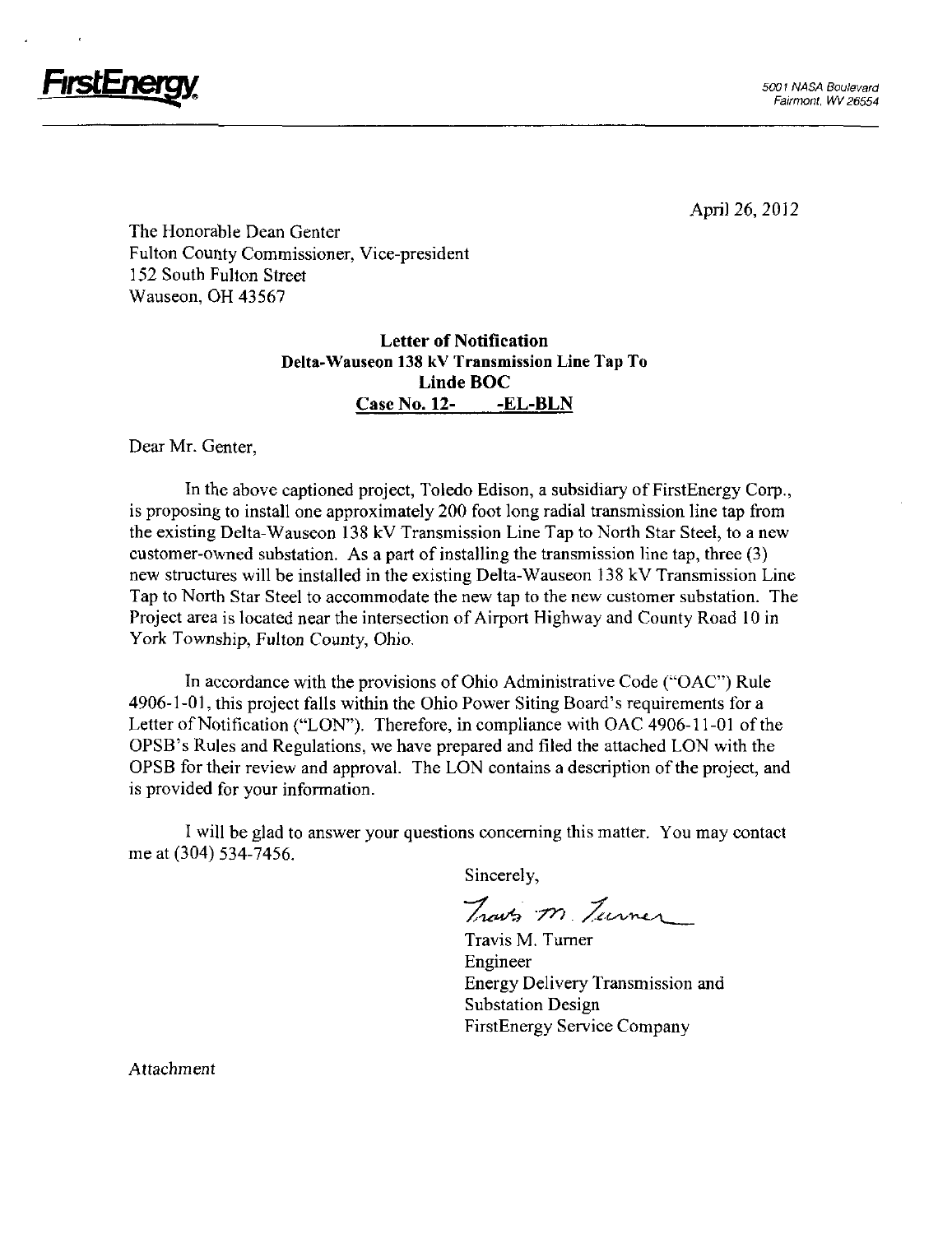**FirstEnergy**

5001 NASA Boulevard
Fairmont, WV 26554

April 26, 2012

The Honorable Dean Genter
Fulton County Commissioner, Vice-president
152 South Fulton Street
Wauseon, OH 43567

**Letter of Notification**
**Delta-Wauseon 138 kV Transmission Line Tap To**
**Linde BOC**
**Case No. 12- -EL-BLN**

Dear Mr. Genter,

In the above captioned project, Toledo Edison, a subsidiary of FirstEnergy Corp., is proposing to install one approximately 200 foot long radial transmission line tap from the existing Delta-Wauseon 138 kV Transmission Line Tap to North Star Steel, to a new customer-owned substation. As a part of installing the transmission line tap, three (3) new structures will be installed in the existing Delta-Wauseon 138 kV Transmission Line Tap to North Star Steel to accommodate the new tap to the new customer substation. The Project area is located near the intersection of Airport Highway and County Road 10 in York Township, Fulton County, Ohio.

In accordance with the provisions of Ohio Administrative Code ("OAC") Rule 4906-1-01, this project falls within the Ohio Power Siting Board's requirements for a Letter of Notification ("LON"). Therefore, in compliance with OAC 4906-11-01 of the OPSB's Rules and Regulations, we have prepared and filed the attached LON with the OPSB for their review and approval. The LON contains a description of the project, and is provided for your information.

I will be glad to answer your questions concerning this matter. You may contact me at (304) 534-7456.

Sincerely,

Travis M. Turner
Engineer
Energy Delivery Transmission and Substation Design
FirstEnergy Service Company

Attachment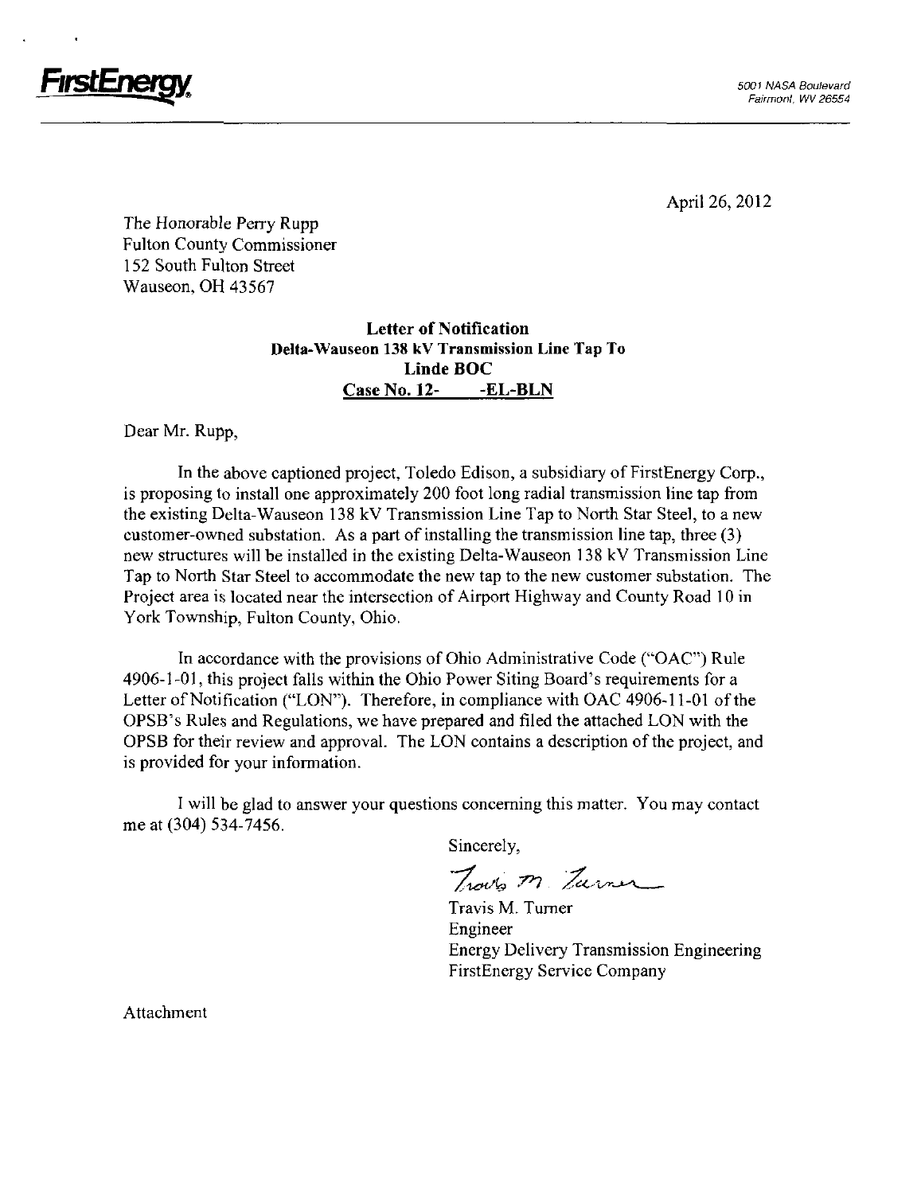**FirstEnergy**

5001 NASA Boulevard
Fairmont, WV 26554

April 26, 2012

The Honorable Perry Rupp
Fulton County Commissioner
152 South Fulton Street
Wauseon, OH 43567

**Letter of Notification**
**Delta-Wauseon 138 kV Transmission Line Tap To**
**Linde BOC**
**Case No. 12- -EL-BLN**

Dear Mr. Rupp,

In the above captioned project, Toledo Edison, a subsidiary of FirstEnergy Corp., is proposing to install one approximately 200 foot long radial transmission line tap from the existing Delta-Wauseon 138 kV Transmission Line Tap to North Star Steel, to a new customer-owned substation. As a part of installing the transmission line tap, three (3) new structures will be installed in the existing Delta-Wauseon 138 kV Transmission Line Tap to North Star Steel to accommodate the new tap to the new customer substation. The Project area is located near the intersection of Airport Highway and County Road 10 in York Township, Fulton County, Ohio.

In accordance with the provisions of Ohio Administrative Code ("OAC") Rule 4906-1-01, this project falls within the Ohio Power Siting Board's requirements for a Letter of Notification ("LON"). Therefore, in compliance with OAC 4906-11-01 of the OPSB's Rules and Regulations, we have prepared and filed the attached LON with the OPSB for their review and approval. The LON contains a description of the project, and is provided for your information.

I will be glad to answer your questions concerning this matter. You may contact me at (304) 534-7456.

Sincerely,

Travis M. Turner
Engineer
Energy Delivery Transmission Engineering
FirstEnergy Service Company

Attachment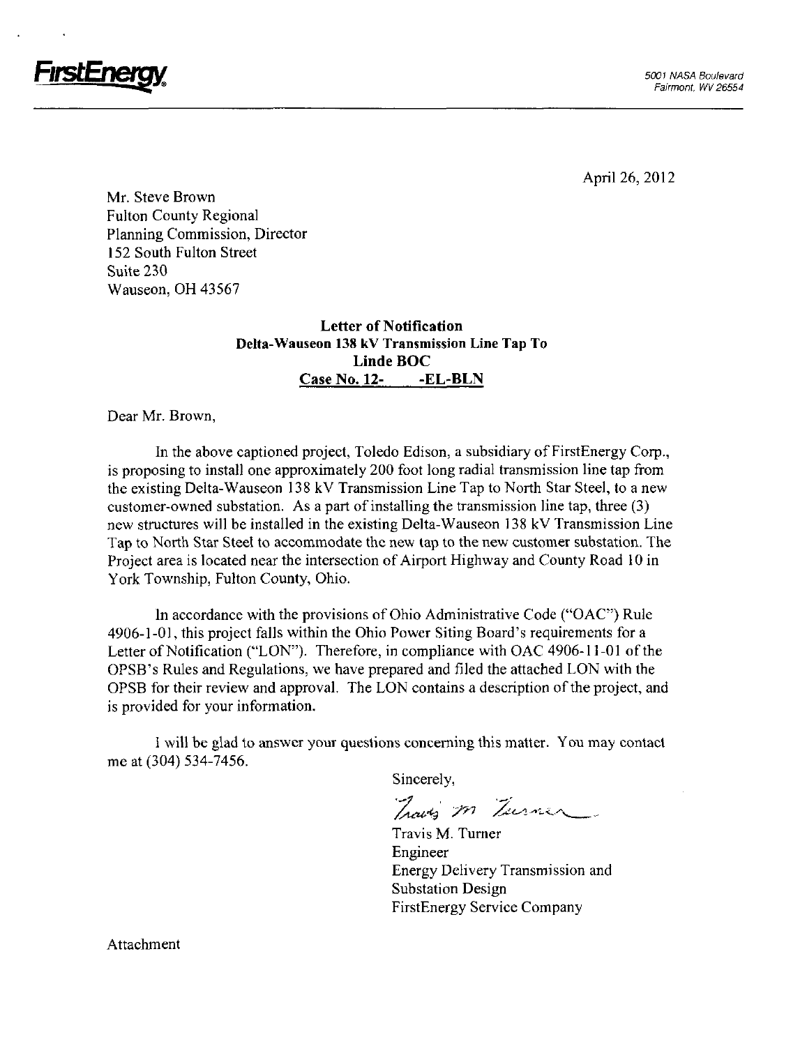FirstEnergy

5001 NASA Boulevard
Fairmont, WV 26554

April 26, 2012

Mr. Steve Brown
Fulton County Regional
Planning Commission, Director
152 South Fulton Street
Suite 230
Wauseon, OH 43567

**Letter of Notification**
**Delta-Wauseon 138 kV Transmission Line Tap To**
**Linde BOC**
**Case No. 12- -EL-BLN**

Dear Mr. Brown,

In the above captioned project, Toledo Edison, a subsidiary of FirstEnergy Corp., is proposing to install one approximately 200 foot long radial transmission line tap from the existing Delta-Wauseon 138 kV Transmission Line Tap to North Star Steel, to a new customer-owned substation. As a part of installing the transmission line tap, three (3) new structures will be installed in the existing Delta-Wauseon 138 kV Transmission Line Tap to North Star Steel to accommodate the new tap to the new customer substation. The Project area is located near the intersection of Airport Highway and County Road 10 in York Township, Fulton County, Ohio.

In accordance with the provisions of Ohio Administrative Code ("OAC") Rule 4906-1-01, this project falls within the Ohio Power Siting Board's requirements for a Letter of Notification ("LON"). Therefore, in compliance with OAC 4906-11-01 of the OPSB's Rules and Regulations, we have prepared and filed the attached LON with the OPSB for their review and approval. The LON contains a description of the project, and is provided for your information.

I will be glad to answer your questions concerning this matter. You may contact me at (304) 534-7456.

Sincerely,

Travis M. Turner
Engineer
Energy Delivery Transmission and Substation Design
FirstEnergy Service Company

Attachment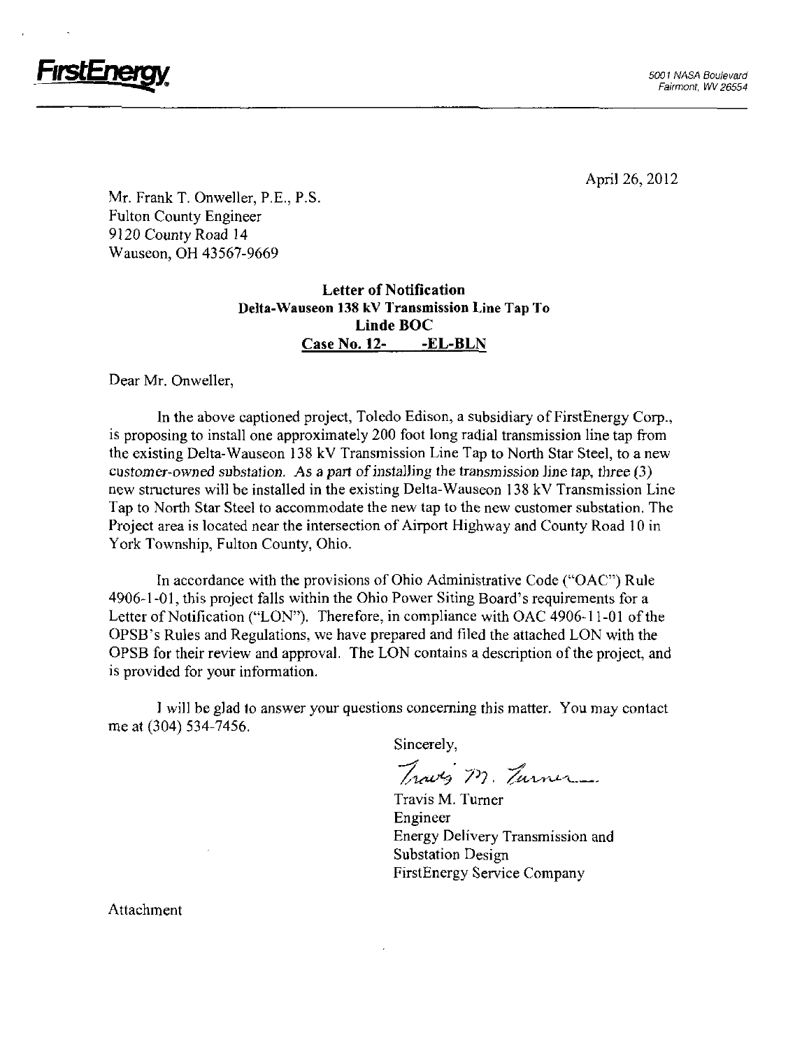FirstEnergy

5001 NASA Boulevard
Fairmont, WV 26554

April 26, 2012

Mr. Frank T. Onweller, P.E., P.S.
Fulton County Engineer
9120 County Road 14
Wauseon, OH 43567-9669

**Letter of Notification**
**Delta-Wauseon 138 kV Transmission Line Tap To**
**Linde BOC**
**Case No. 12- -EL-BLN**

Dear Mr. Onweller,

In the above captioned project, Toledo Edison, a subsidiary of FirstEnergy Corp., is proposing to install one approximately 200 foot long radial transmission line tap from the existing Delta-Wauseon 138 kV Transmission Line Tap to North Star Steel, to a new customer-owned substation. As a part of installing the transmission line tap, three (3) new structures will be installed in the existing Delta-Wauseon 138 kV Transmission Line Tap to North Star Steel to accommodate the new tap to the new customer substation. The Project area is located near the intersection of Airport Highway and County Road 10 in York Township, Fulton County, Ohio.

In accordance with the provisions of Ohio Administrative Code ("OAC") Rule 4906-1-01, this project falls within the Ohio Power Siting Board's requirements for a Letter of Notification ("LON"). Therefore, in compliance with OAC 4906-11-01 of the OPSB's Rules and Regulations, we have prepared and filed the attached LON with the OPSB for their review and approval. The LON contains a description of the project, and is provided for your information.

I will be glad to answer your questions concerning this matter. You may contact me at (304) 534-7456.

Sincerely,

Travis M. Turner

Travis M. Turner
Engineer
Energy Delivery Transmission and
Substation Design
FirstEnergy Service Company

Attachment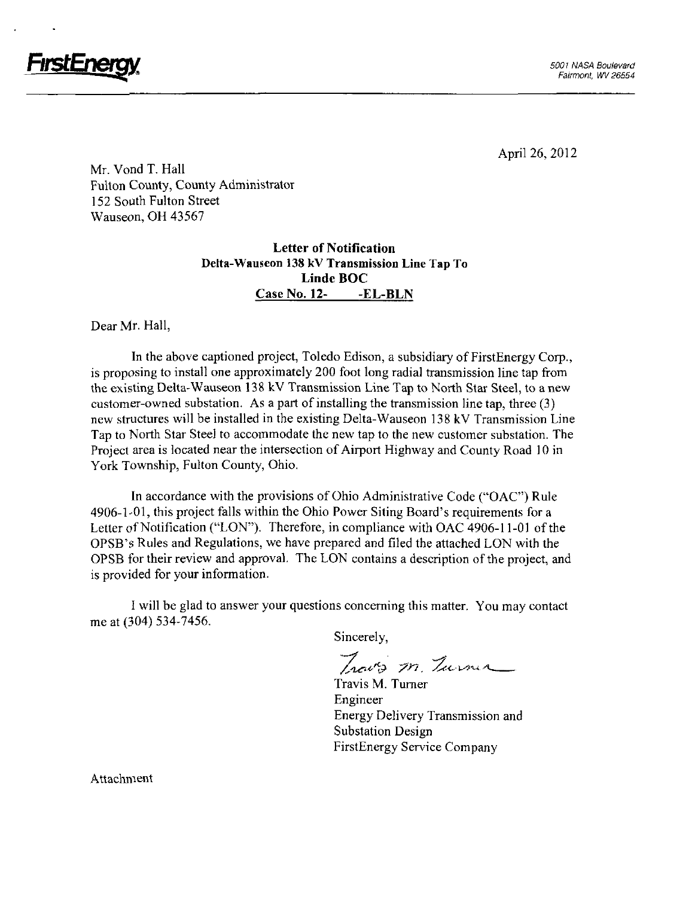**FirstEnergy**

5001 NASA Boulevard
Fairmont, WV 26554

April 26, 2012

Mr. Vond T. Hall
Fulton County, County Administrator
152 South Fulton Street
Wauseon, OH 43567

**Letter of Notification**
**Delta-Wauseon 138 kV Transmission Line Tap To**
**Linde BOC**
**Case No. 12- -EL-BLN**

Dear Mr. Hall,

In the above captioned project, Toledo Edison, a subsidiary of FirstEnergy Corp., is proposing to install one approximately 200 foot long radial transmission line tap from the existing Delta-Wauseon 138 kV Transmission Line Tap to North Star Steel, to a new customer-owned substation. As a part of installing the transmission line tap, three (3) new structures will be installed in the existing Delta-Wauseon 138 kV Transmission Line Tap to North Star Steel to accommodate the new tap to the new customer substation. The Project area is located near the intersection of Airport Highway and County Road 10 in York Township, Fulton County, Ohio.

In accordance with the provisions of Ohio Administrative Code ("OAC") Rule 4906-1-01, this project falls within the Ohio Power Siting Board's requirements for a Letter of Notification ("LON"). Therefore, in compliance with OAC 4906-11-01 of the OPSB's Rules and Regulations, we have prepared and filed the attached LON with the OPSB for their review and approval. The LON contains a description of the project, and is provided for your information.

I will be glad to answer your questions concerning this matter. You may contact me at (304) 534-7456.

Sincerely,

Travis M. Turner
Engineer
Energy Delivery Transmission and Substation Design
FirstEnergy Service Company

Attachment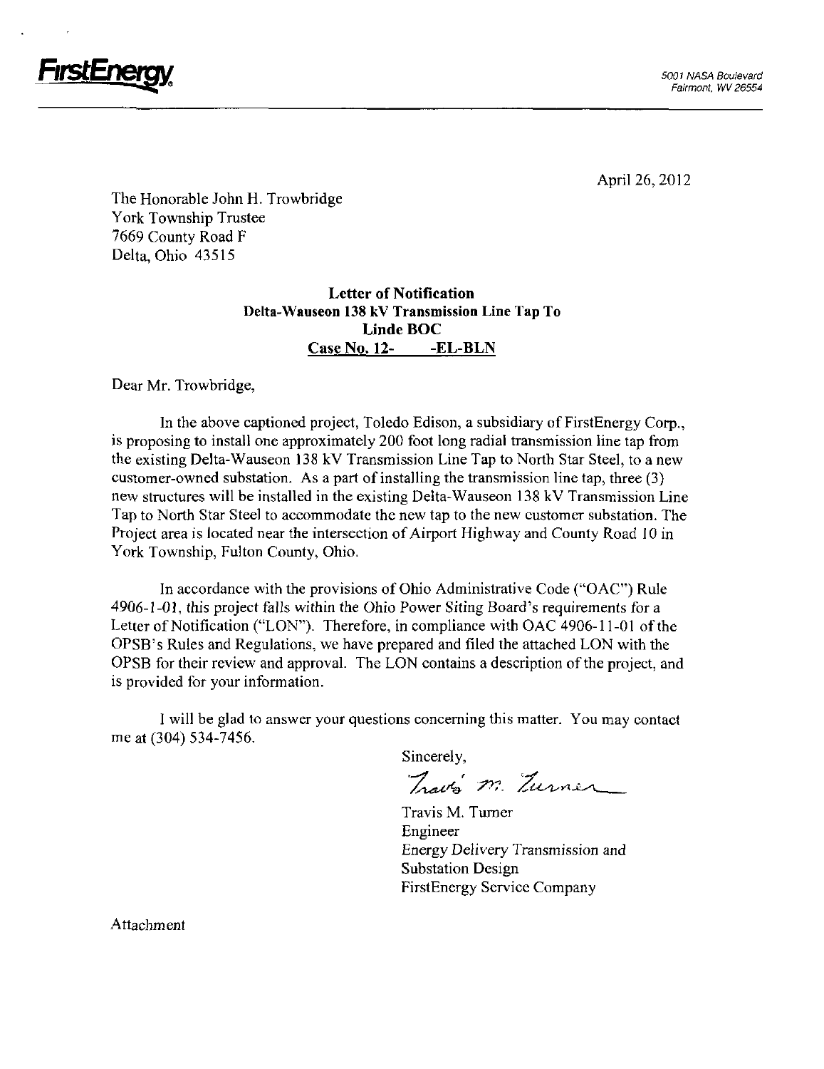**FirstEnergy**

5001 NASA Boulevard
Fairmont, WV 26554

April 26, 2012

The Honorable John H. Trowbridge
York Township Trustee
7669 County Road F
Delta, Ohio 43515

**Letter of Notification**
**Delta-Wauseon 138 kV Transmission Line Tap To**
**Linde BOC**
**Case No. 12-      -EL-BLN**

Dear Mr. Trowbridge,

In the above captioned project, Toledo Edison, a subsidiary of FirstEnergy Corp., is proposing to install one approximately 200 foot long radial transmission line tap from the existing Delta-Wauseon 138 kV Transmission Line Tap to North Star Steel, to a new customer-owned substation. As a part of installing the transmission line tap, three (3) new structures will be installed in the existing Delta-Wauseon 138 kV Transmission Line Tap to North Star Steel to accommodate the new tap to the new customer substation. The Project area is located near the intersection of Airport Highway and County Road 10 in York Township, Fulton County, Ohio.

In accordance with the provisions of Ohio Administrative Code ("OAC") Rule 4906-1-01, this project falls within the Ohio Power Siting Board's requirements for a Letter of Notification ("LON"). Therefore, in compliance with OAC 4906-11-01 of the OPSB's Rules and Regulations, we have prepared and filed the attached LON with the OPSB for their review and approval. The LON contains a description of the project, and is provided for your information.

I will be glad to answer your questions concerning this matter. You may contact me at (304) 534-7456.

Sincerely,

Travis M. Turner
Engineer
Energy Delivery Transmission and Substation Design
FirstEnergy Service Company

Attachment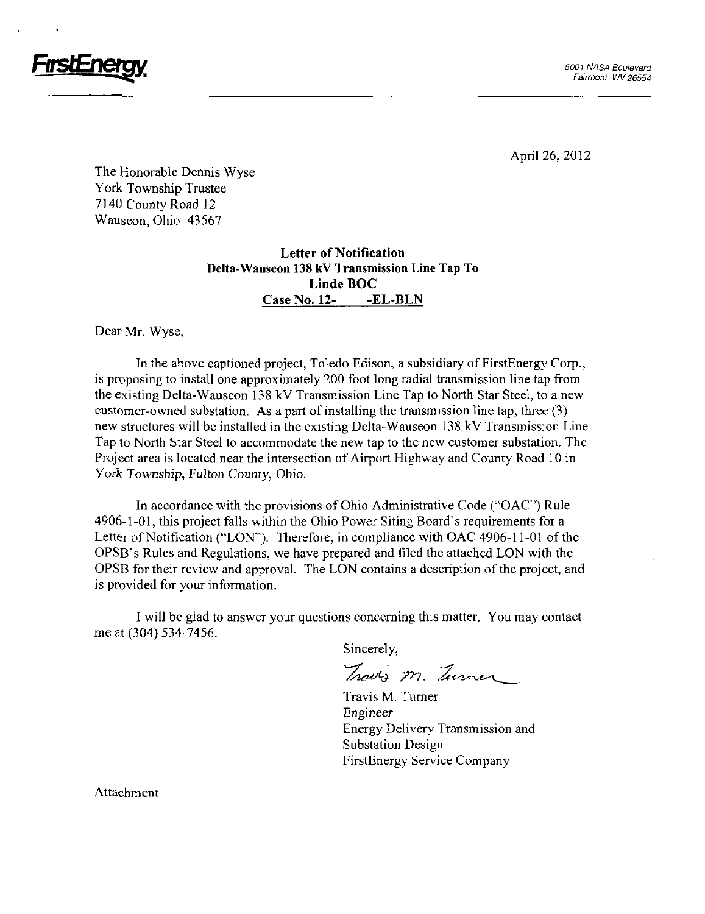FirstEnergy

5001 NASA Boulevard
Fairmont, WV 26554

April 26, 2012

The Honorable Dennis Wyse
York Township Trustee
7140 County Road 12
Wauseon, Ohio 43567

**Letter of Notification**
**Delta-Wauseon 138 kV Transmission Line Tap To**
**Linde BOC**
**Case No. 12- -EL-BLN**

Dear Mr. Wyse,

In the above captioned project, Toledo Edison, a subsidiary of FirstEnergy Corp., is proposing to install one approximately 200 foot long radial transmission line tap from the existing Delta-Wauseon 138 kV Transmission Line Tap to North Star Steel, to a new customer-owned substation. As a part of installing the transmission line tap, three (3) new structures will be installed in the existing Delta-Wauseon 138 kV Transmission Line Tap to North Star Steel to accommodate the new tap to the new customer substation. The Project area is located near the intersection of Airport Highway and County Road 10 in York Township, Fulton County, Ohio.

In accordance with the provisions of Ohio Administrative Code ("OAC") Rule 4906-1-01, this project falls within the Ohio Power Siting Board's requirements for a Letter of Notification ("LON"). Therefore, in compliance with OAC 4906-11-01 of the OPSB's Rules and Regulations, we have prepared and filed the attached LON with the OPSB for their review and approval. The LON contains a description of the project, and is provided for your information.

I will be glad to answer your questions concerning this matter. You may contact me at (304) 534-7456.

Sincerely,

Travis M. Turner

Travis M. Turner
Engineer
Energy Delivery Transmission and
Substation Design
FirstEnergy Service Company

Attachment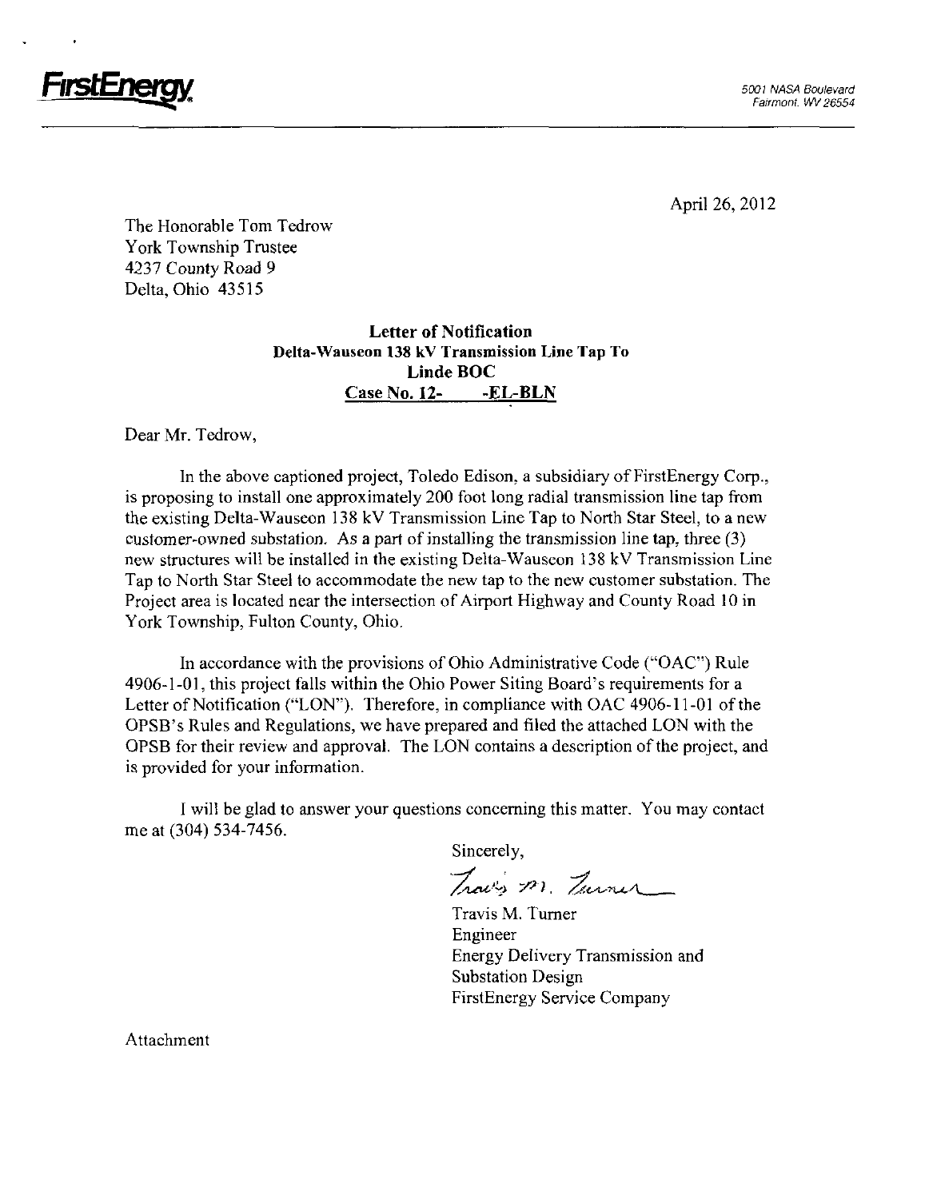FirstEnergy

5001 NASA Boulevard
Fairmont, WV 26554

April 26, 2012

The Honorable Tom Tedrow
York Township Trustee
4237 County Road 9
Delta, Ohio 43515

**Letter of Notification**
**Delta-Wauseon 138 kV Transmission Line Tap To**
**Linde BOC**
**Case No. 12-      -EL-BLN**

Dear Mr. Tedrow,

In the above captioned project, Toledo Edison, a subsidiary of FirstEnergy Corp., is proposing to install one approximately 200 foot long radial transmission line tap from the existing Delta-Wauseon 138 kV Transmission Line Tap to North Star Steel, to a new customer-owned substation. As a part of installing the transmission line tap, three (3) new structures will be installed in the existing Delta-Wauseon 138 kV Transmission Line Tap to North Star Steel to accommodate the new tap to the new customer substation. The Project area is located near the intersection of Airport Highway and County Road 10 in York Township, Fulton County, Ohio.

In accordance with the provisions of Ohio Administrative Code ("OAC") Rule 4906-1-01, this project falls within the Ohio Power Siting Board's requirements for a Letter of Notification ("LON"). Therefore, in compliance with OAC 4906-11-01 of the OPSB's Rules and Regulations, we have prepared and filed the attached LON with the OPSB for their review and approval. The LON contains a description of the project, and is provided for your information.

I will be glad to answer your questions concerning this matter. You may contact me at (304) 534-7456.

Sincerely,

Travis M. Turner

Travis M. Turner
Engineer
Energy Delivery Transmission and Substation Design
FirstEnergy Service Company

Attachment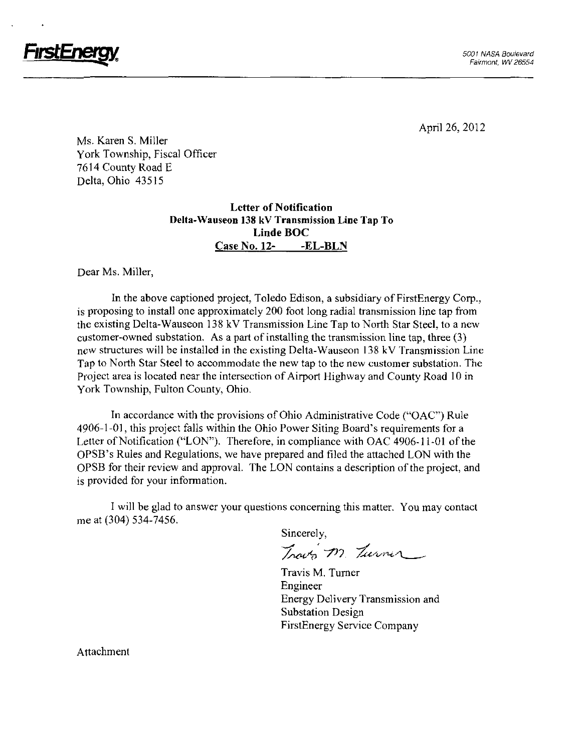FirstEnergy

5001 NASA Boulevard
Fairmont, WV 26554

April 26, 2012

Ms. Karen S. Miller
York Township, Fiscal Officer
7614 County Road E
Delta, Ohio 43515

**Letter of Notification**
**Delta-Wauseon 138 kV Transmission Line Tap To**
**Linde BOC**
**Case No. 12- -EL-BLN**

Dear Ms. Miller,

In the above captioned project, Toledo Edison, a subsidiary of FirstEnergy Corp., is proposing to install one approximately 200 foot long radial transmission line tap from the existing Delta-Wauseon 138 kV Transmission Line Tap to North Star Steel, to a new customer-owned substation. As a part of installing the transmission line tap, three (3) new structures will be installed in the existing Delta-Wauseon 138 kV Transmission Line Tap to North Star Steel to accommodate the new tap to the new customer substation. The Project area is located near the intersection of Airport Highway and County Road 10 in York Township, Fulton County, Ohio.

In accordance with the provisions of Ohio Administrative Code ("OAC") Rule 4906-1-01, this project falls within the Ohio Power Siting Board's requirements for a Letter of Notification ("LON"). Therefore, in compliance with OAC 4906-11-01 of the OPSB's Rules and Regulations, we have prepared and filed the attached LON with the OPSB for their review and approval. The LON contains a description of the project, and is provided for your information.

I will be glad to answer your questions concerning this matter. You may contact me at (304) 534-7456.

Sincerely,

Travis M. Turner

Travis M. Turner
Engineer
Energy Delivery Transmission and
Substation Design
FirstEnergy Service Company

Attachment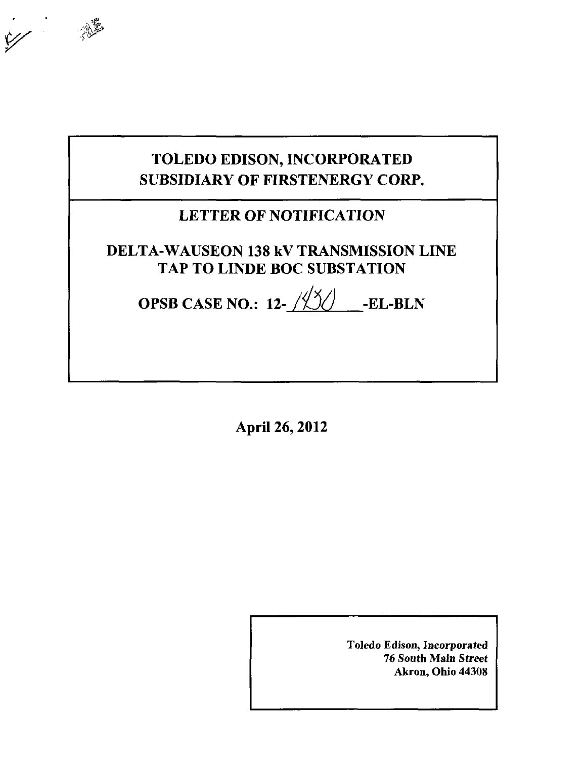# TOLEDO EDISON, INCORPORATED
# SUBSIDIARY OF FIRSTENERGY CORP.

## LETTER OF NOTIFICATION

## DELTA-WAUSEON 138 kV TRANSMISSION LINE TAP TO LINDE BOC SUBSTATION

## OPSB CASE NO.: 12-1430-EL-BLN

**April 26, 2012**

**Toledo Edison, Incorporated**
**76 South Main Street**
**Akron, Ohio 44308**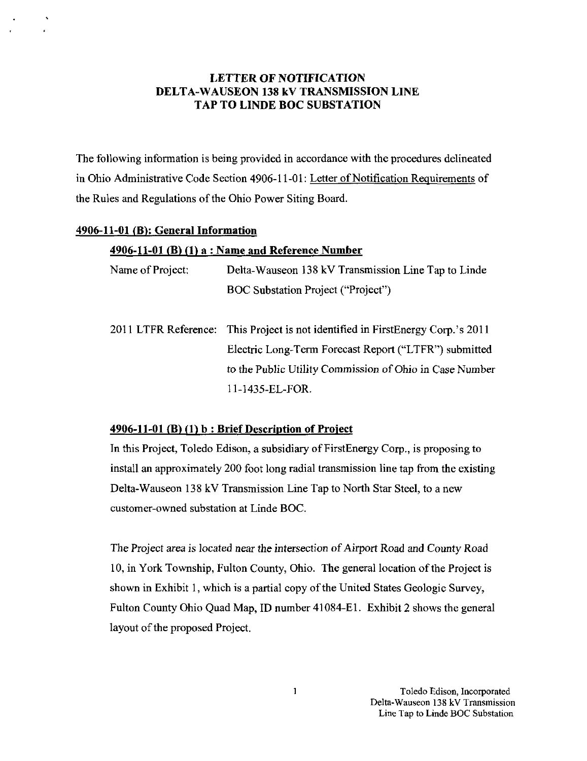# LETTER OF NOTIFICATION
# DELTA-WAUSEON 138 kV TRANSMISSION LINE
# TAP TO LINDE BOC SUBSTATION

The following information is being provided in accordance with the procedures delineated in Ohio Administrative Code Section 4906-11-01: Letter of Notification Requirements of the Rules and Regulations of the Ohio Power Siting Board.

## 4906-11-01 (B): General Information

### 4906-11-01 (B) (1) a : Name and Reference Number

Name of Project: Delta-Wauseon 138 kV Transmission Line Tap to Linde BOC Substation Project ("Project")

2011 LTFR Reference: This Project is not identified in FirstEnergy Corp.'s 2011 Electric Long-Term Forecast Report ("LTFR") submitted to the Public Utility Commission of Ohio in Case Number 11-1435-EL-FOR.

### 4906-11-01 (B) (1) b : Brief Description of Project

In this Project, Toledo Edison, a subsidiary of FirstEnergy Corp., is proposing to install an approximately 200 foot long radial transmission line tap from the existing Delta-Wauseon 138 kV Transmission Line Tap to North Star Steel, to a new customer-owned substation at Linde BOC.

The Project area is located near the intersection of Airport Road and County Road 10, in York Township, Fulton County, Ohio. The general location of the Project is shown in Exhibit 1, which is a partial copy of the United States Geologic Survey, Fulton County Ohio Quad Map, ID number 41084-E1. Exhibit 2 shows the general layout of the proposed Project.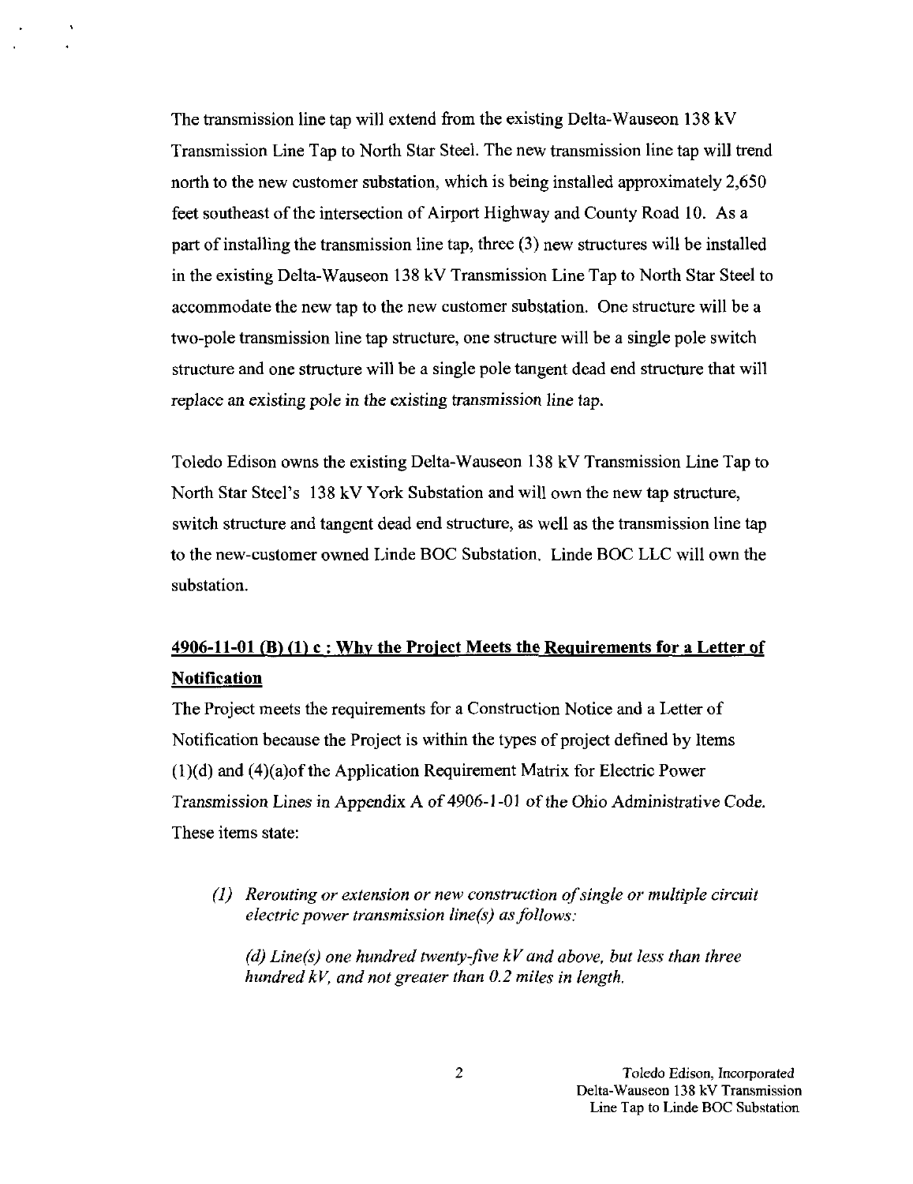The transmission line tap will extend from the existing Delta-Wauseon 138 kV Transmission Line Tap to North Star Steel. The new transmission line tap will trend north to the new customer substation, which is being installed approximately 2,650 feet southeast of the intersection of Airport Highway and County Road 10. As a part of installing the transmission line tap, three (3) new structures will be installed in the existing Delta-Wauseon 138 kV Transmission Line Tap to North Star Steel to accommodate the new tap to the new customer substation. One structure will be a two-pole transmission line tap structure, one structure will be a single pole switch structure and one structure will be a single pole tangent dead end structure that will replace an existing pole in the existing transmission line tap.

Toledo Edison owns the existing Delta-Wauseon 138 kV Transmission Line Tap to North Star Steel's 138 kV York Substation and will own the new tap structure, switch structure and tangent dead end structure, as well as the transmission line tap to the new-customer owned Linde BOC Substation. Linde BOC LLC will own the substation.

## 4906-11-01 (B) (1) c : Why the Project Meets the Requirements for a Letter of Notification

The Project meets the requirements for a Construction Notice and a Letter of Notification because the Project is within the types of project defined by Items (1)(d) and (4)(a)of the Application Requirement Matrix for Electric Power Transmission Lines in Appendix A of 4906-1-01 of the Ohio Administrative Code. These items state:

> *(1) Rerouting or extension or new construction of single or multiple circuit electric power transmission line(s) as follows:*
>
> *(d) Line(s) one hundred twenty-five kV and above, but less than three hundred kV, and not greater than 0.2 miles in length.*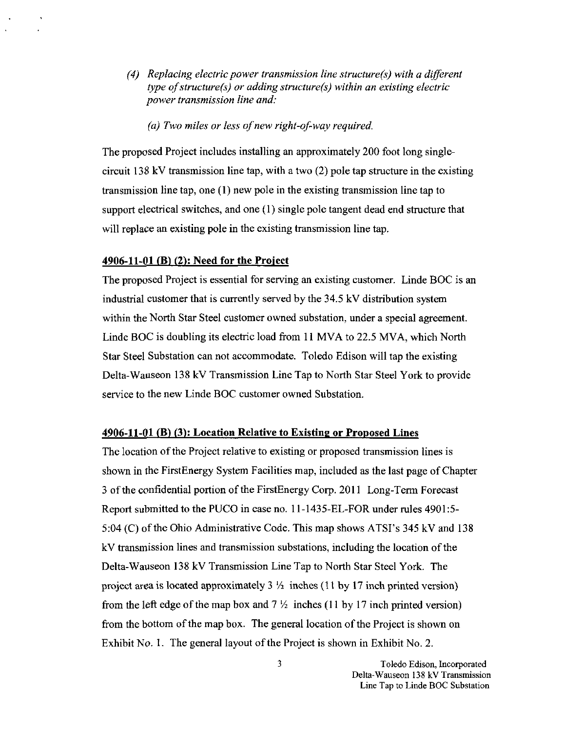*(4) Replacing electric power transmission line structure(s) with a different type of structure(s) or adding structure(s) within an existing electric power transmission line and:*

*(a) Two miles or less of new right-of-way required.*

The proposed Project includes installing an approximately 200 foot long single-circuit 138 kV transmission line tap, with a two (2) pole tap structure in the existing transmission line tap, one (1) new pole in the existing transmission line tap to support electrical switches, and one (1) single pole tangent dead end structure that will replace an existing pole in the existing transmission line tap.

**4906-11-01 (B) (2): Need for the Project**

The proposed Project is essential for serving an existing customer. Linde BOC is an industrial customer that is currently served by the 34.5 kV distribution system within the North Star Steel customer owned substation, under a special agreement. Linde BOC is doubling its electric load from 11 MVA to 22.5 MVA, which North Star Steel Substation can not accommodate. Toledo Edison will tap the existing Delta-Wauseon 138 kV Transmission Line Tap to North Star Steel York to provide service to the new Linde BOC customer owned Substation.

**4906-11-01 (B) (3): Location Relative to Existing or Proposed Lines**

The location of the Project relative to existing or proposed transmission lines is shown in the FirstEnergy System Facilities map, included as the last page of Chapter 3 of the confidential portion of the FirstEnergy Corp. 2011 Long-Term Forecast Report submitted to the PUCO in case no. 11-1435-EL-FOR under rules 4901:5-5:04 (C) of the Ohio Administrative Code. This map shows ATSI's 345 kV and 138 kV transmission lines and transmission substations, including the location of the Delta-Wauseon 138 kV Transmission Line Tap to North Star Steel York. The project area is located approximately 3 ½ inches (11 by 17 inch printed version) from the left edge of the map box and 7 ½ inches (11 by 17 inch printed version) from the bottom of the map box. The general location of the Project is shown on Exhibit No. 1. The general layout of the Project is shown in Exhibit No. 2.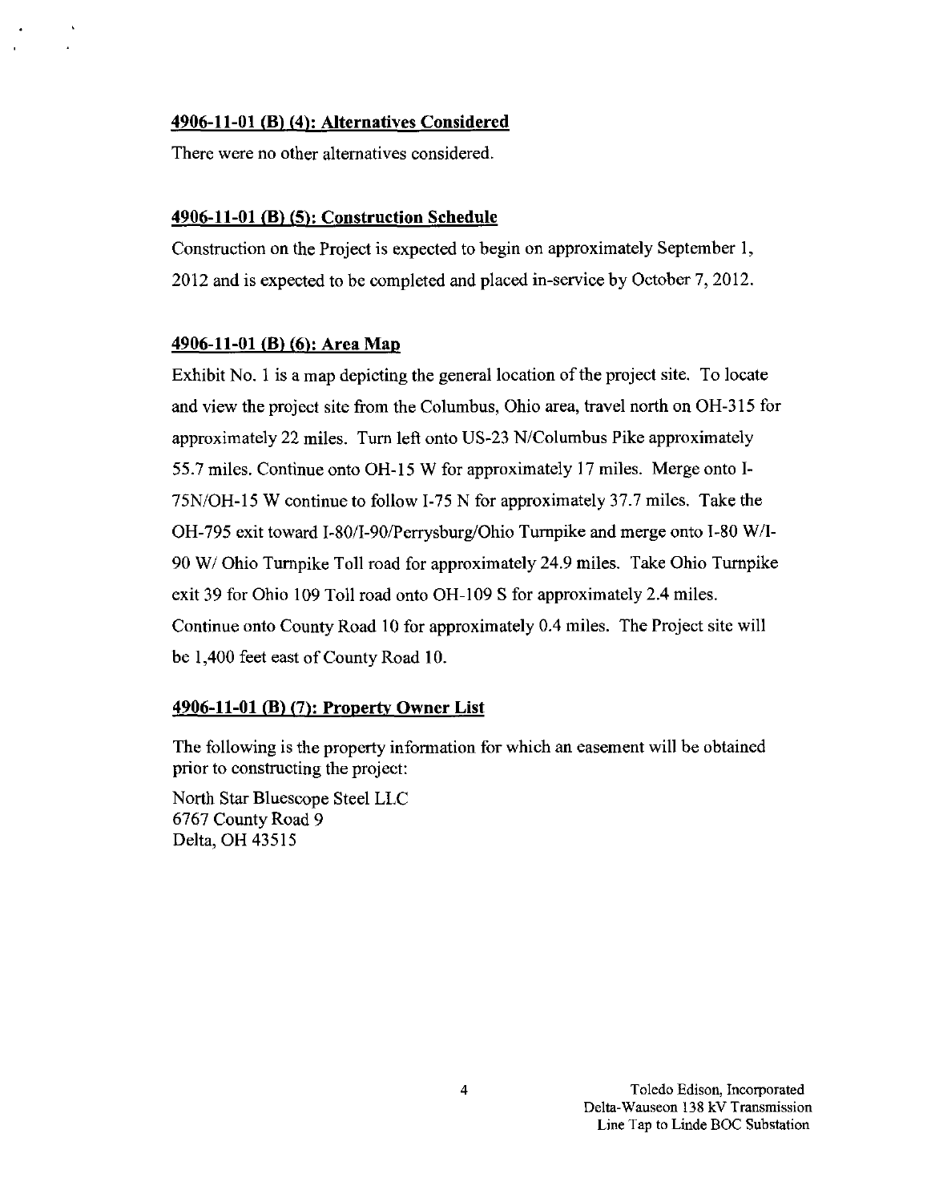**4906-11-01 (B) (4): Alternatives Considered**

There were no other alternatives considered.

**4906-11-01 (B) (5): Construction Schedule**

Construction on the Project is expected to begin on approximately September 1, 2012 and is expected to be completed and placed in-service by October 7, 2012.

**4906-11-01 (B) (6): Area Map**

Exhibit No. 1 is a map depicting the general location of the project site. To locate and view the project site from the Columbus, Ohio area, travel north on OH-315 for approximately 22 miles. Turn left onto US-23 N/Columbus Pike approximately 55.7 miles. Continue onto OH-15 W for approximately 17 miles. Merge onto I-75N/OH-15 W continue to follow I-75 N for approximately 37.7 miles. Take the OH-795 exit toward I-80/I-90/Perrysburg/Ohio Turnpike and merge onto I-80 W/I-90 W/ Ohio Turnpike Toll road for approximately 24.9 miles. Take Ohio Turnpike exit 39 for Ohio 109 Toll road onto OH-109 S for approximately 2.4 miles. Continue onto County Road 10 for approximately 0.4 miles. The Project site will be 1,400 feet east of County Road 10.

**4906-11-01 (B) (7): Property Owner List**

The following is the property information for which an easement will be obtained prior to constructing the project:

North Star Bluescope Steel LLC
6767 County Road 9
Delta, OH 43515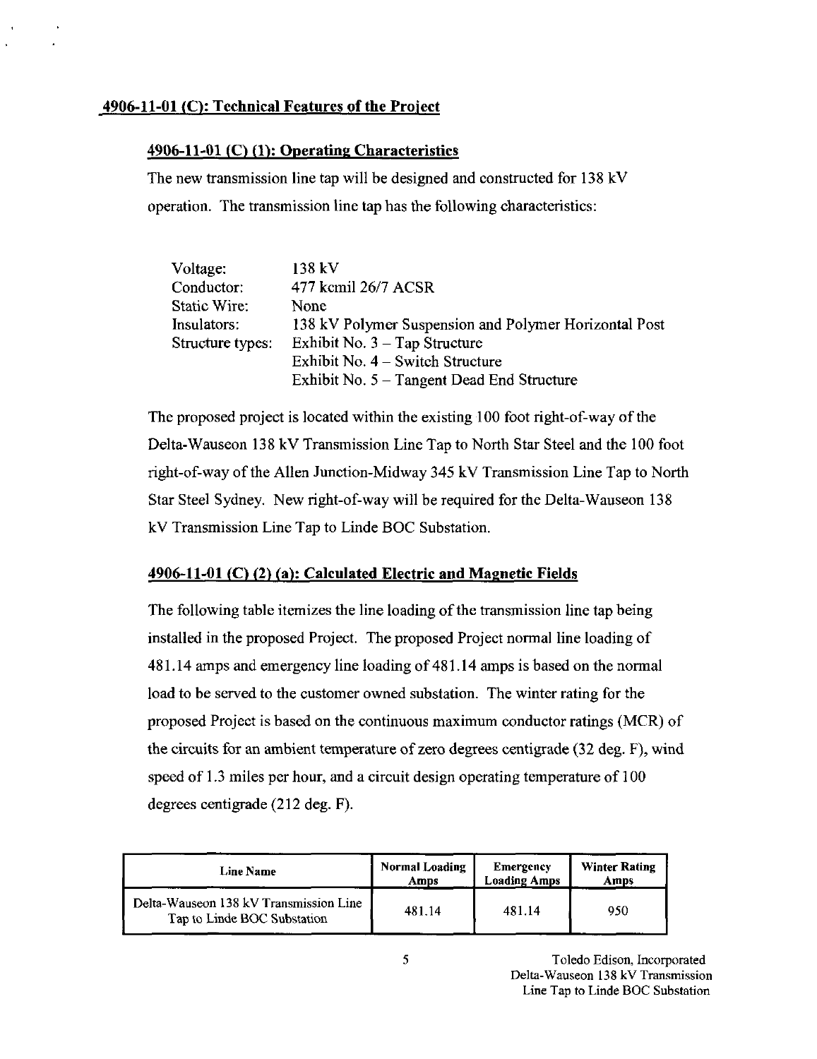## 4906-11-01 (C): Technical Features of the Project

### 4906-11-01 (C) (1): Operating Characteristics

The new transmission line tap will be designed and constructed for 138 kV operation. The transmission line tap has the following characteristics:

| | |
|---|---|
| Voltage: | 138 kV |
| Conductor: | 477 kcmil 26/7 ACSR |
| Static Wire: | None |
| Insulators: | 138 kV Polymer Suspension and Polymer Horizontal Post |
| Structure types: | Exhibit No. 3 – Tap Structure |
| | Exhibit No. 4 – Switch Structure |
| | Exhibit No. 5 – Tangent Dead End Structure |

The proposed project is located within the existing 100 foot right-of-way of the Delta-Wauseon 138 kV Transmission Line Tap to North Star Steel and the 100 foot right-of-way of the Allen Junction-Midway 345 kV Transmission Line Tap to North Star Steel Sydney. New right-of-way will be required for the Delta-Wauseon 138 kV Transmission Line Tap to Linde BOC Substation.

### 4906-11-01 (C) (2) (a): Calculated Electric and Magnetic Fields

The following table itemizes the line loading of the transmission line tap being installed in the proposed Project. The proposed Project normal line loading of 481.14 amps and emergency line loading of 481.14 amps is based on the normal load to be served to the customer owned substation. The winter rating for the proposed Project is based on the continuous maximum conductor ratings (MCR) of the circuits for an ambient temperature of zero degrees centigrade (32 deg. F), wind speed of 1.3 miles per hour, and a circuit design operating temperature of 100 degrees centigrade (212 deg. F).

| Line Name | Normal Loading Amps | Emergency Loading Amps | Winter Rating Amps |
|---|---|---|---|
| Delta-Wauseon 138 kV Transmission Line Tap to Linde BOC Substation | 481.14 | 481.14 | 950 |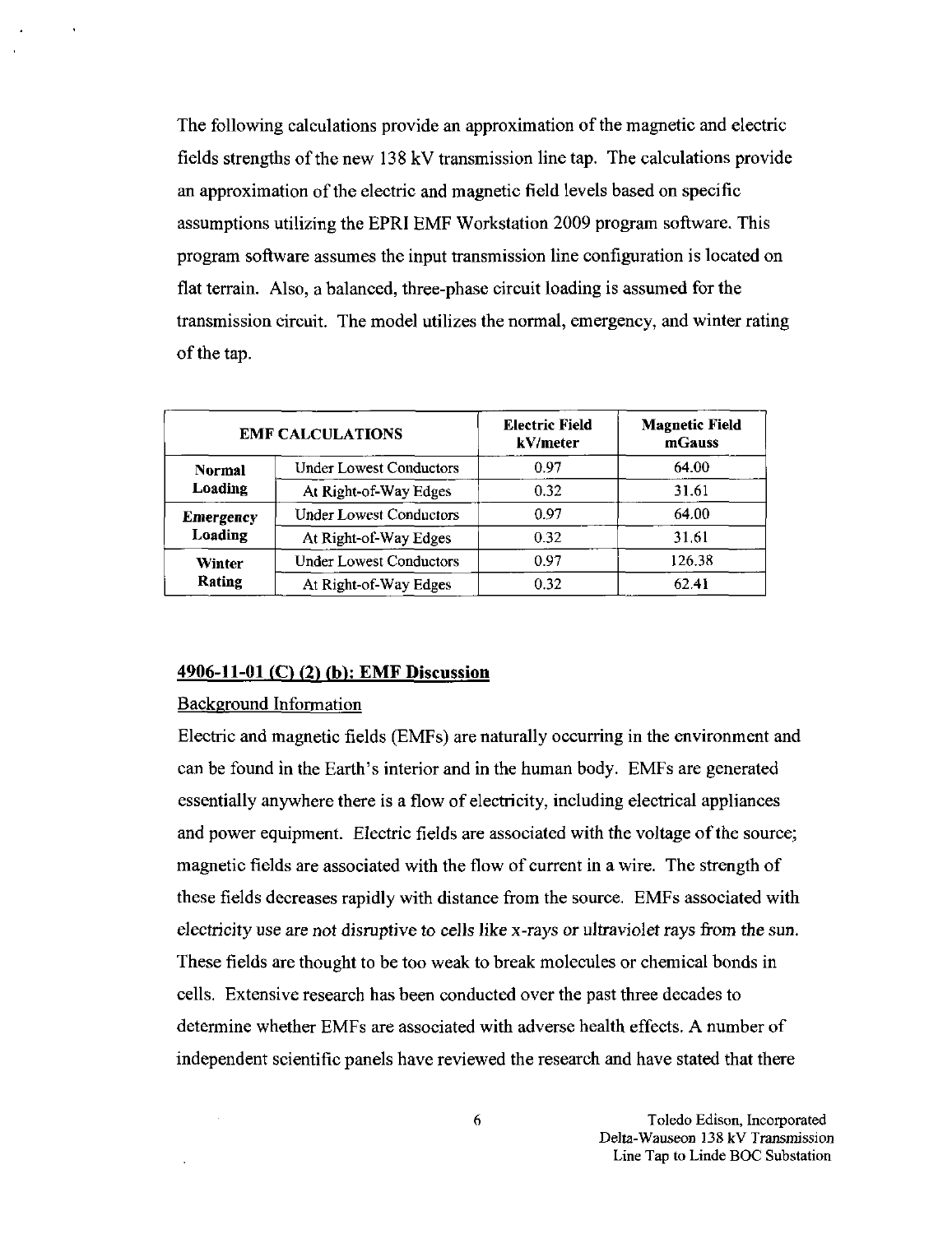The following calculations provide an approximation of the magnetic and electric fields strengths of the new 138 kV transmission line tap. The calculations provide an approximation of the electric and magnetic field levels based on specific assumptions utilizing the EPRI EMF Workstation 2009 program software. This program software assumes the input transmission line configuration is located on flat terrain. Also, a balanced, three-phase circuit loading is assumed for the transmission circuit. The model utilizes the normal, emergency, and winter rating of the tap.

| EMF CALCULATIONS | | Electric Field kV/meter | Magnetic Field mGauss |
|---|---|---|---|
| **Normal Loading** | Under Lowest Conductors | 0.97 | 64.00 |
| | At Right-of-Way Edges | 0.32 | 31.61 |
| **Emergency Loading** | Under Lowest Conductors | 0.97 | 64.00 |
| | At Right-of-Way Edges | 0.32 | 31.61 |
| **Winter Rating** | Under Lowest Conductors | 0.97 | 126.38 |
| | At Right-of-Way Edges | 0.32 | 62.41 |

## 4906-11-01 (C) (2) (b): EMF Discussion

Background Information

Electric and magnetic fields (EMFs) are naturally occurring in the environment and can be found in the Earth's interior and in the human body. EMFs are generated essentially anywhere there is a flow of electricity, including electrical appliances and power equipment. Electric fields are associated with the voltage of the source; magnetic fields are associated with the flow of current in a wire. The strength of these fields decreases rapidly with distance from the source. EMFs associated with electricity use are not disruptive to cells like x-rays or ultraviolet rays from the sun. These fields are thought to be too weak to break molecules or chemical bonds in cells. Extensive research has been conducted over the past three decades to determine whether EMFs are associated with adverse health effects. A number of independent scientific panels have reviewed the research and have stated that there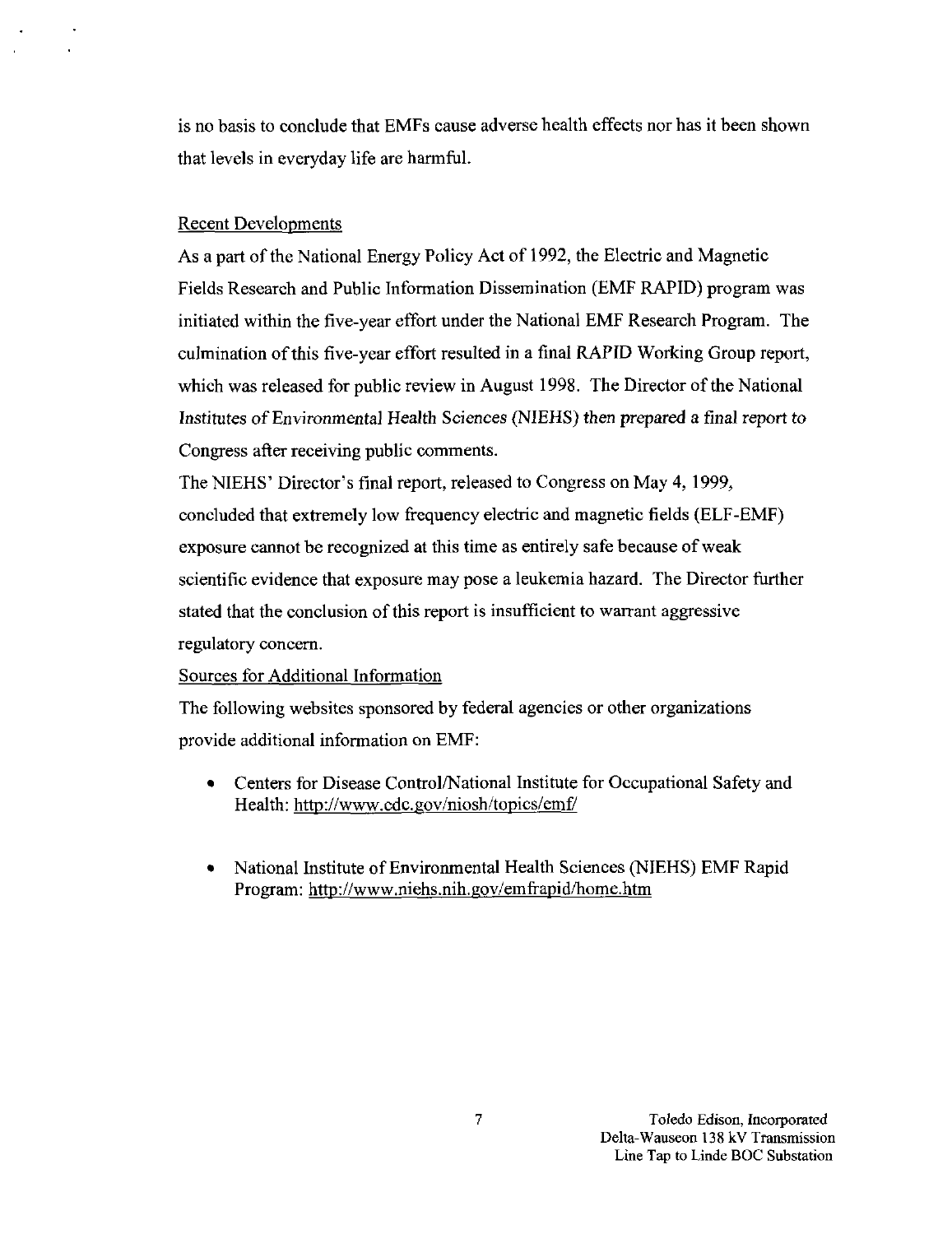is no basis to conclude that EMFs cause adverse health effects nor has it been shown that levels in everyday life are harmful.

Recent Developments

As a part of the National Energy Policy Act of 1992, the Electric and Magnetic Fields Research and Public Information Dissemination (EMF RAPID) program was initiated within the five-year effort under the National EMF Research Program. The culmination of this five-year effort resulted in a final RAPID Working Group report, which was released for public review in August 1998. The Director of the National Institutes of Environmental Health Sciences (NIEHS) then prepared a final report to Congress after receiving public comments.

The NIEHS' Director's final report, released to Congress on May 4, 1999, concluded that extremely low frequency electric and magnetic fields (ELF-EMF) exposure cannot be recognized at this time as entirely safe because of weak scientific evidence that exposure may pose a leukemia hazard. The Director further stated that the conclusion of this report is insufficient to warrant aggressive regulatory concern.

Sources for Additional Information

The following websites sponsored by federal agencies or other organizations provide additional information on EMF:

- Centers for Disease Control/National Institute for Occupational Safety and Health: http://www.cdc.gov/niosh/topics/emf/

- National Institute of Environmental Health Sciences (NIEHS) EMF Rapid Program: http://www.niehs.nih.gov/emfrapid/home.htm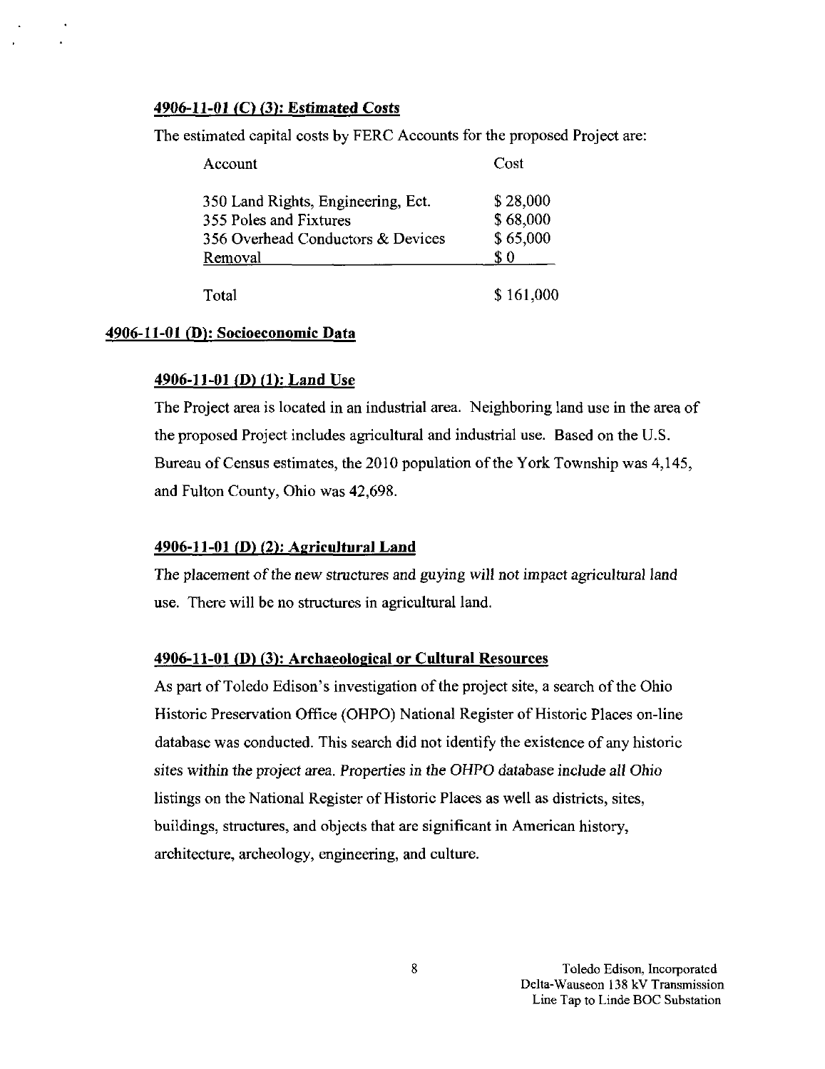#### 4906-11-01 (C) (3): Estimated Costs

The estimated capital costs by FERC Accounts for the proposed Project are:

| Account | Cost |
|---|---|
| 350 Land Rights, Engineering, Ect. | $ 28,000 |
| 355 Poles and Fixtures | $ 68,000 |
| 356 Overhead Conductors & Devices | $ 65,000 |
| Removal | $ 0 |
| Total | $ 161,000 |

### 4906-11-01 (D): Socioeconomic Data

#### 4906-11-01 (D) (1): Land Use

The Project area is located in an industrial area. Neighboring land use in the area of the proposed Project includes agricultural and industrial use. Based on the U.S. Bureau of Census estimates, the 2010 population of the York Township was 4,145, and Fulton County, Ohio was 42,698.

#### 4906-11-01 (D) (2): Agricultural Land

*The placement of the new structures and guying will not impact agricultural land use.* There will be no structures in agricultural land.

#### 4906-11-01 (D) (3): Archaeological or Cultural Resources

As part of Toledo Edison's investigation of the project site, a search of the Ohio Historic Preservation Office (OHPO) National Register of Historic Places on-line database was conducted. This search did not identify the existence of any historic *sites within the project area. Properties in the OHPO database include all Ohio* listings on the National Register of Historic Places as well as districts, sites, buildings, structures, and objects that are significant in American history, architecture, archeology, engineering, and culture.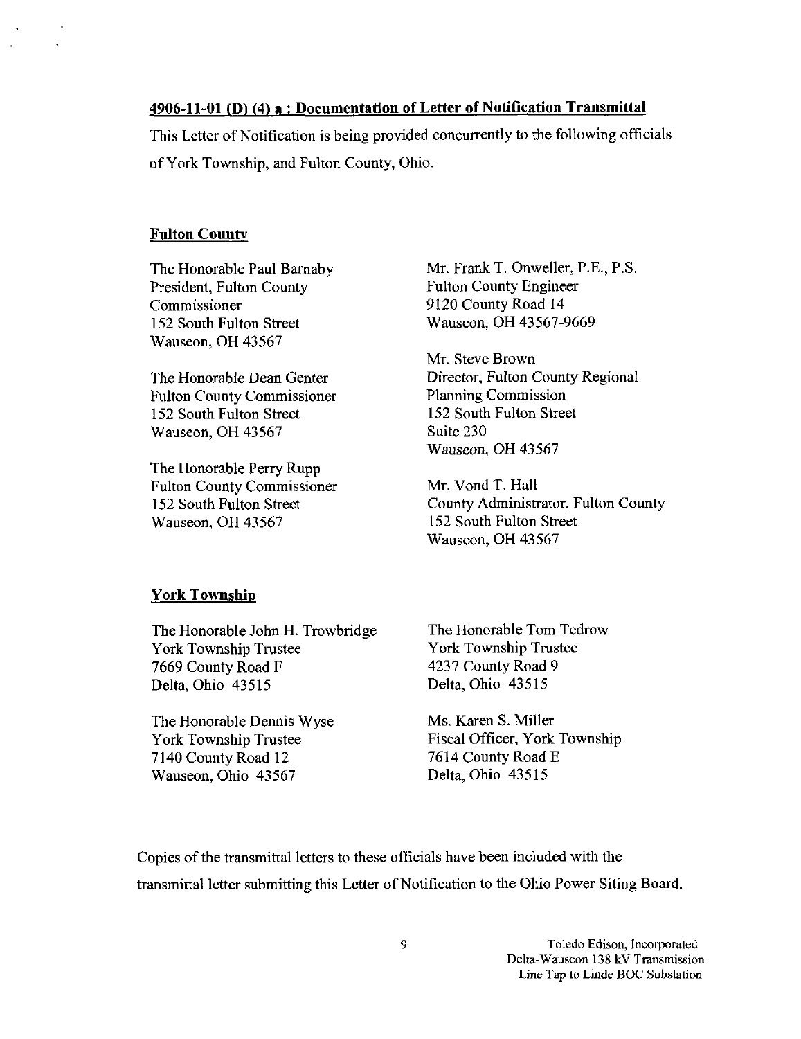**4906-11-01 (D) (4) a : Documentation of Letter of Notification Transmittal**

This Letter of Notification is being provided concurrently to the following officials of York Township, and Fulton County, Ohio.

**Fulton County**

The Honorable Paul Barnaby
President, Fulton County Commissioner
152 South Fulton Street
Wauseon, OH 43567

The Honorable Dean Genter
Fulton County Commissioner
152 South Fulton Street
Wauseon, OH 43567

The Honorable Perry Rupp
Fulton County Commissioner
152 South Fulton Street
Wauseon, OH 43567

Mr. Frank T. Onweller, P.E., P.S.
Fulton County Engineer
9120 County Road 14
Wauseon, OH 43567-9669

Mr. Steve Brown
Director, Fulton County Regional Planning Commission
152 South Fulton Street
Suite 230
Wauseon, OH 43567

Mr. Vond T. Hall
County Administrator, Fulton County
152 South Fulton Street
Wauseon, OH 43567

**York Township**

The Honorable John H. Trowbridge
York Township Trustee
7669 County Road F
Delta, Ohio 43515

The Honorable Dennis Wyse
York Township Trustee
7140 County Road 12
Wauseon, Ohio 43567

The Honorable Tom Tedrow
York Township Trustee
4237 County Road 9
Delta, Ohio 43515

Ms. Karen S. Miller
Fiscal Officer, York Township
7614 County Road E
Delta, Ohio 43515

Copies of the transmittal letters to these officials have been included with the transmittal letter submitting this Letter of Notification to the Ohio Power Siting Board.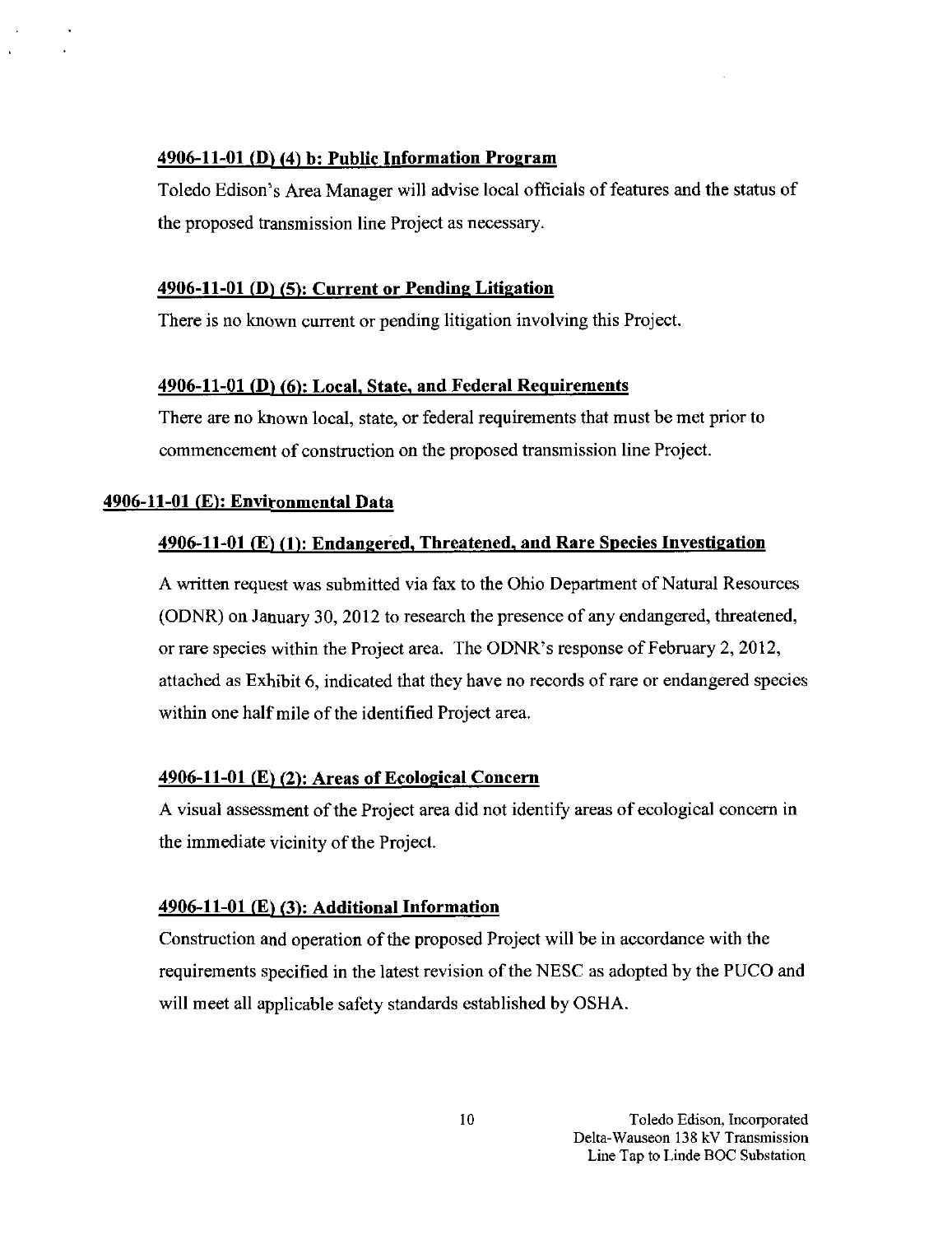### 4906-11-01 (D) (4) b: Public Information Program

Toledo Edison's Area Manager will advise local officials of features and the status of the proposed transmission line Project as necessary.

### 4906-11-01 (D) (5): Current or Pending Litigation

There is no known current or pending litigation involving this Project.

### 4906-11-01 (D) (6): Local, State, and Federal Requirements

There are no known local, state, or federal requirements that must be met prior to commencement of construction on the proposed transmission line Project.

## 4906-11-01 (E): Environmental Data

### 4906-11-01 (E) (1): Endangered, Threatened, and Rare Species Investigation

A written request was submitted via fax to the Ohio Department of Natural Resources (ODNR) on January 30, 2012 to research the presence of any endangered, threatened, or rare species within the Project area. The ODNR's response of February 2, 2012, attached as Exhibit 6, indicated that they have no records of rare or endangered species within one half mile of the identified Project area.

### 4906-11-01 (E) (2): Areas of Ecological Concern

A visual assessment of the Project area did not identify areas of ecological concern in the immediate vicinity of the Project.

### 4906-11-01 (E) (3): Additional Information

Construction and operation of the proposed Project will be in accordance with the requirements specified in the latest revision of the NESC as adopted by the PUCO and will meet all applicable safety standards established by OSHA.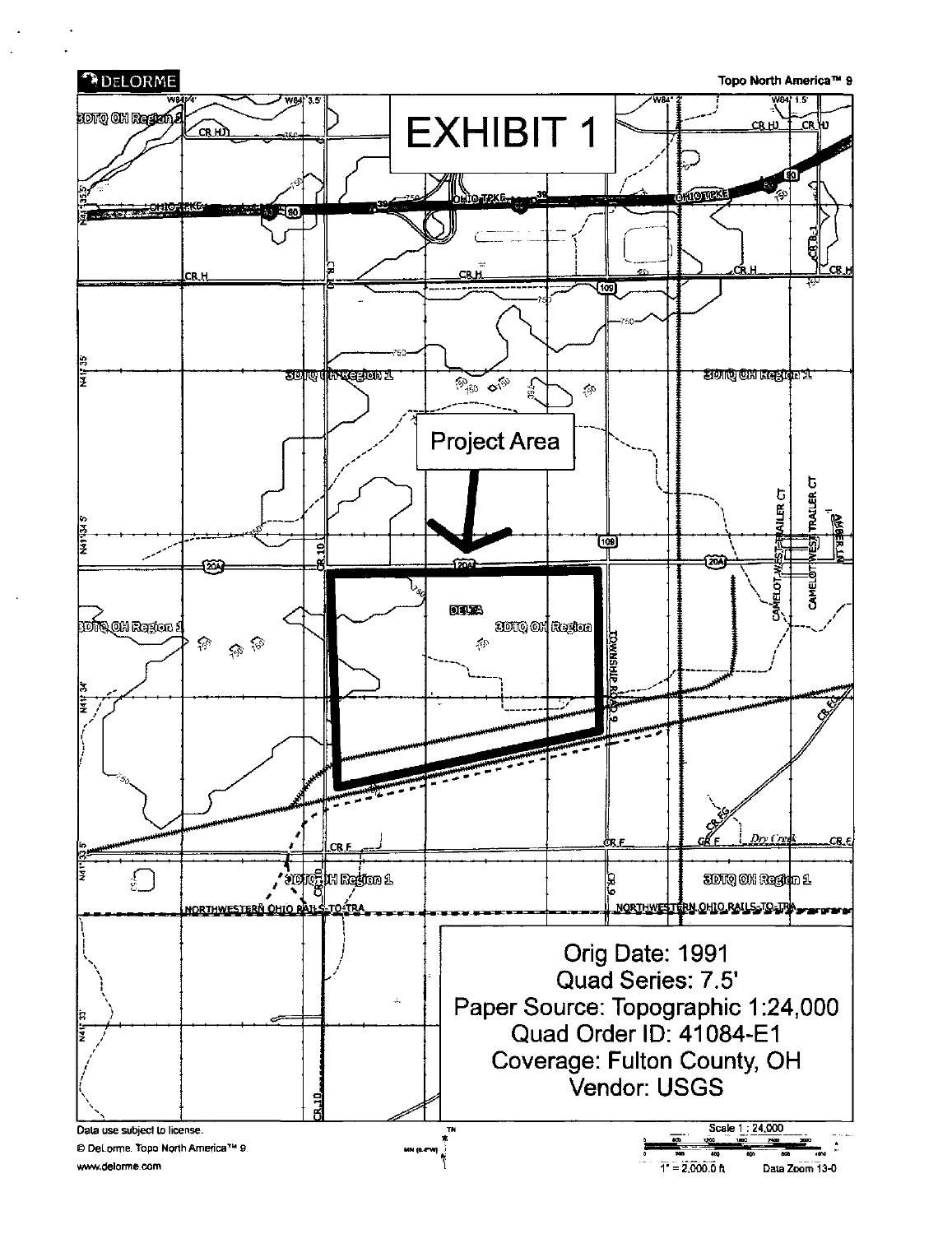# EXHIBIT 1

Project Area

Orig Date: 1991
Quad Series: 7.5'
Paper Source: Topographic 1:24,000
Quad Order ID: 41084-E1
Coverage: Fulton County, OH
Vendor: USGS

DELORME

Topo North America™ 9

Data use subject to license.

© DeLorme. Topo North America™ 9

www.delorme.com

Scale 1 : 24,000

1" = 2,000.0 ft

Data Zoom 13-0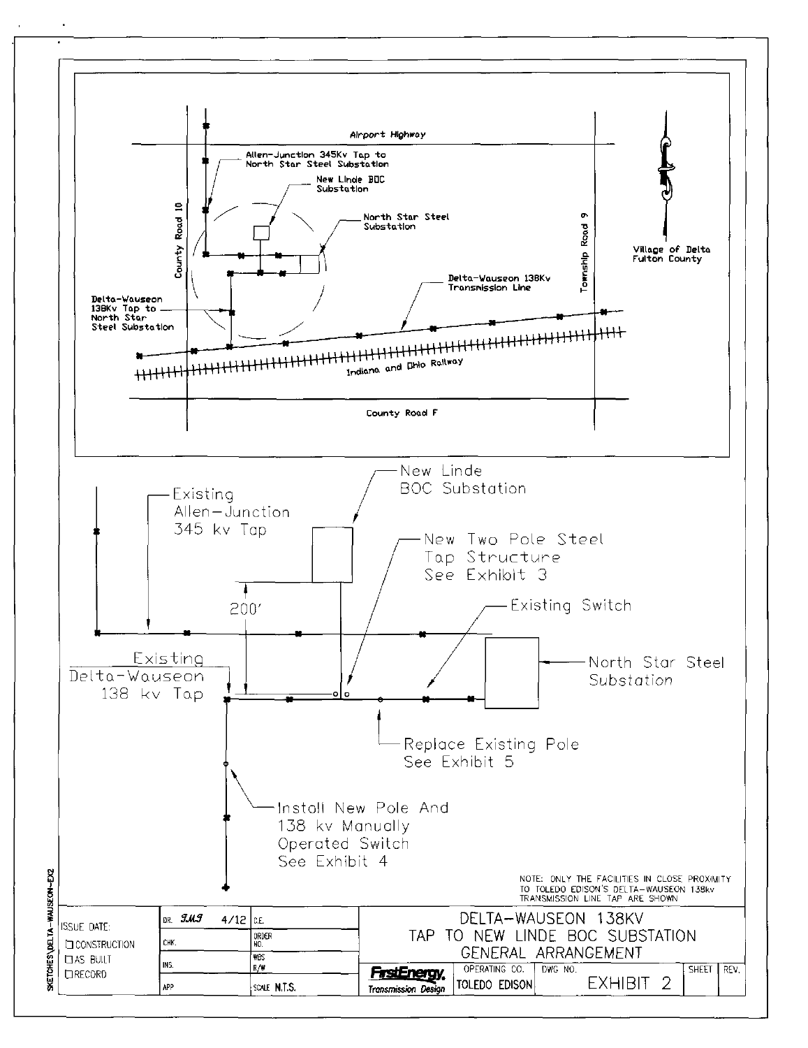Airport Highway

Allen-Junction 345Kv Tap to North Star Steel Substation

New Linde BOC Substation

North Star Steel Substation

County Road 10

Township Road 9

Village of Delta
Fulton County

Delta-Wauseon 138Kv Transmission Line

Delta-Wauseon 138Kv Tap to North Star Steel Substation

Indiana and Ohio Railway

County Road F

New Linde BOC Substation

Existing Allen-Junction 345 kv Tap

New Two Pole Steel Tap Structure See Exhibit 3

200'

Existing Switch

Existing Delta-Wauseon 138 kv Tap

North Star Steel Substation

Replace Existing Pole See Exhibit 5

Install New Pole And 138 kv Manually Operated Switch See Exhibit 4

NOTE: ONLY THE FACILITIES IN CLOSE PROXIMITY TO TOLEDO EDISON'S DELTA-WAUSEON 138kv TRANSMISSION LINE TAP ARE SHOWN

| ISSUE DATE: | DR. JMJ | 4/12 | C.E. | DELTA-WAUSEON 138KV TAP TO NEW LINDE BOC SUBSTATION GENERAL ARRANGEMENT | | | |
|---|---|---|---|---|---|---|---|
| ☐ CONSTRUCTION | CHK. | | ORDER NO. | | | | |
| ☐ AS BUILT | INS. | | WBS R/W | FirstEnergy. Transmission Design | OPERATING CO. TOLEDO EDISON | DWG NO. EXHIBIT 2 | SHEET / REV. |
| ☐ RECORD | APP | | SCALE N.T.S. | | | | |

SKETCHES\DELTA-WAUSEON-EX2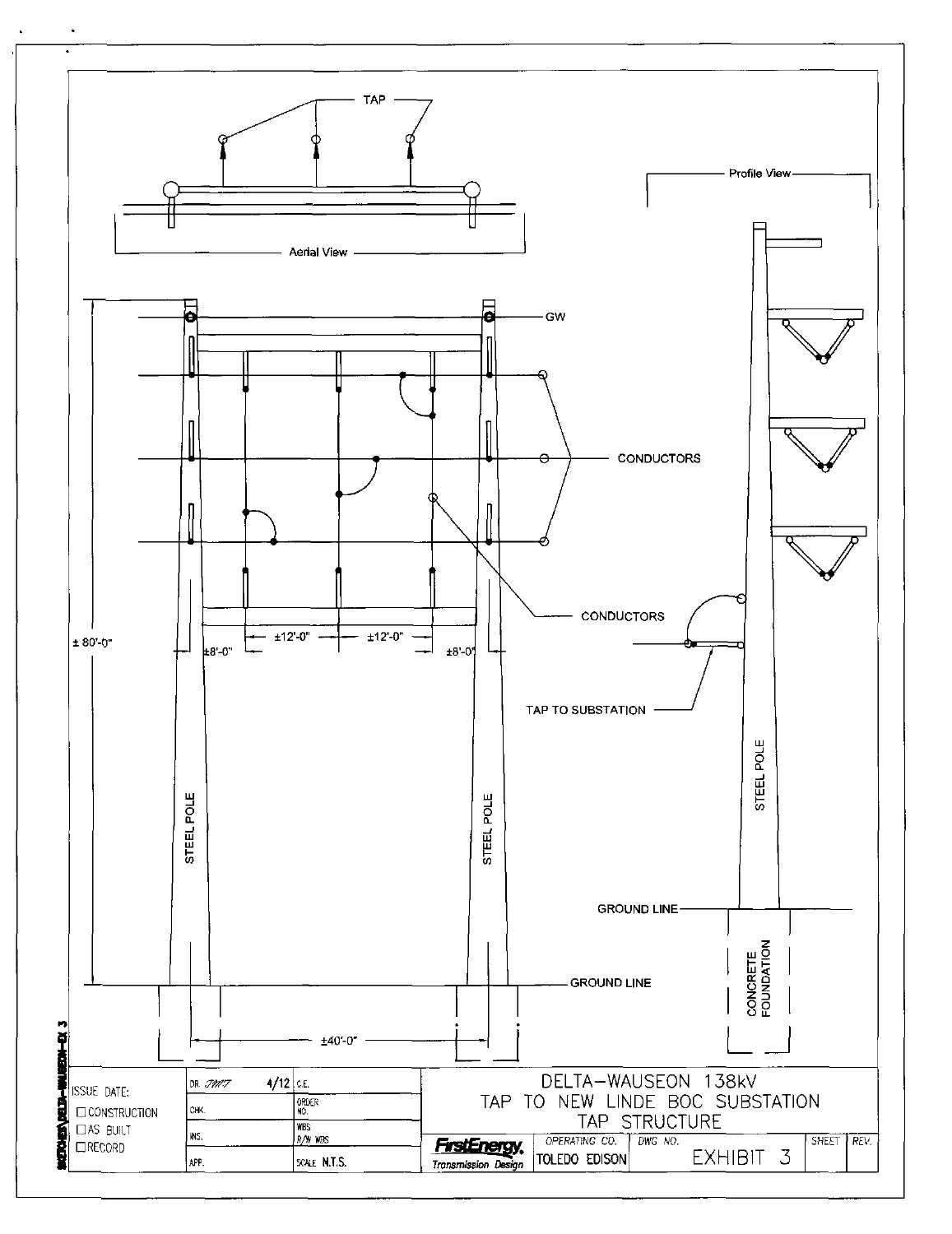TAP

Aerial View

Profile View

GW

CONDUCTORS

CONDUCTORS

± 80'-0"

±8'-0" ±12'-0" ±12'-0" ±8'-0"

TAP TO SUBSTATION

STEEL POLE

STEEL POLE

STEEL POLE

GROUND LINE

GROUND LINE

CONCRETE FOUNDATION

±40'-0"

| ISSUE DATE: | DR. JWT 4/12 | C.E. | DELTA–WAUSEON 138kV TAP TO NEW LINDE BOC SUBSTATION TAP STRUCTURE | | | |
|---|---|---|---|---|---|---|
| ☐ CONSTRUCTION | CHK. | ORDER NO. | | | | |
| ☐ AS BUILT | INS. | WBS R/W WBS | FirstEnergy. Transmission Design | OPERATING CO. TOLEDO EDISON | DWG NO. EXHIBIT 3 | SHEET / REV. |
| ☐ RECORD | APP. | SCALE N.T.S. | | | | |

SKETCHES\DELTA-WAUSEON-EX 3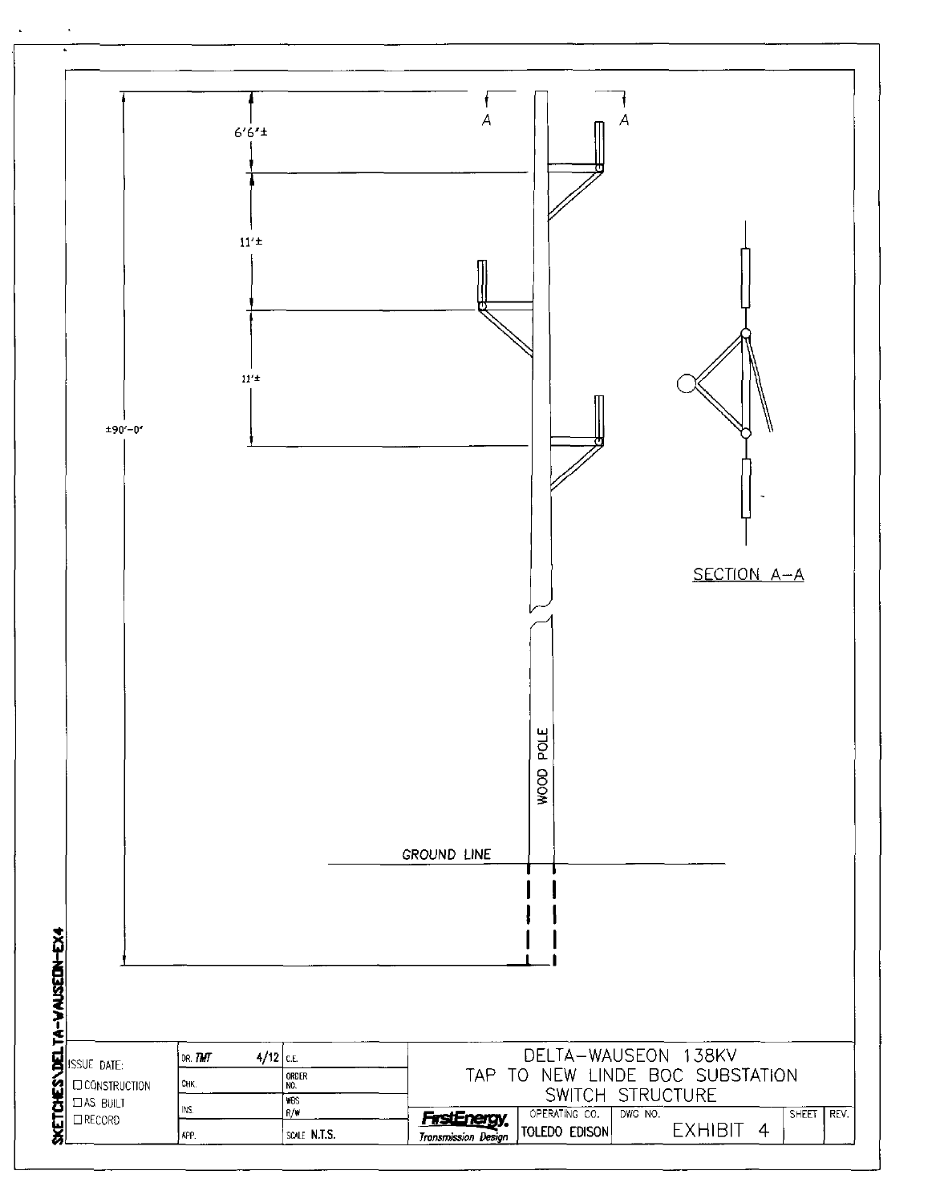6'6"±

11'±

11'±

±90'-0"

A

A

SECTION A–A

WOOD POLE

GROUND LINE

SKETCHES\DELTA-WAUSEON-EX4

| ISSUE DATE: | DR. TMT 4/12 | C.E. | DELTA–WAUSEON 138KV TAP TO NEW LINDE BOC SUBSTATION SWITCH STRUCTURE | | | |
|---|---|---|---|---|---|---|
| ☐ CONSTRUCTION | CHK. | ORDER NO. | | | | |
| ☐ AS BUILT | INS. | WBS R/W | | | | |
| ☐ RECORD | APP. | SCALE N.T.S. | FirstEnergy. Transmission Design | OPERATING CO. TOLEDO EDISON | DWG NO. EXHIBIT 4 | SHEET / REV. |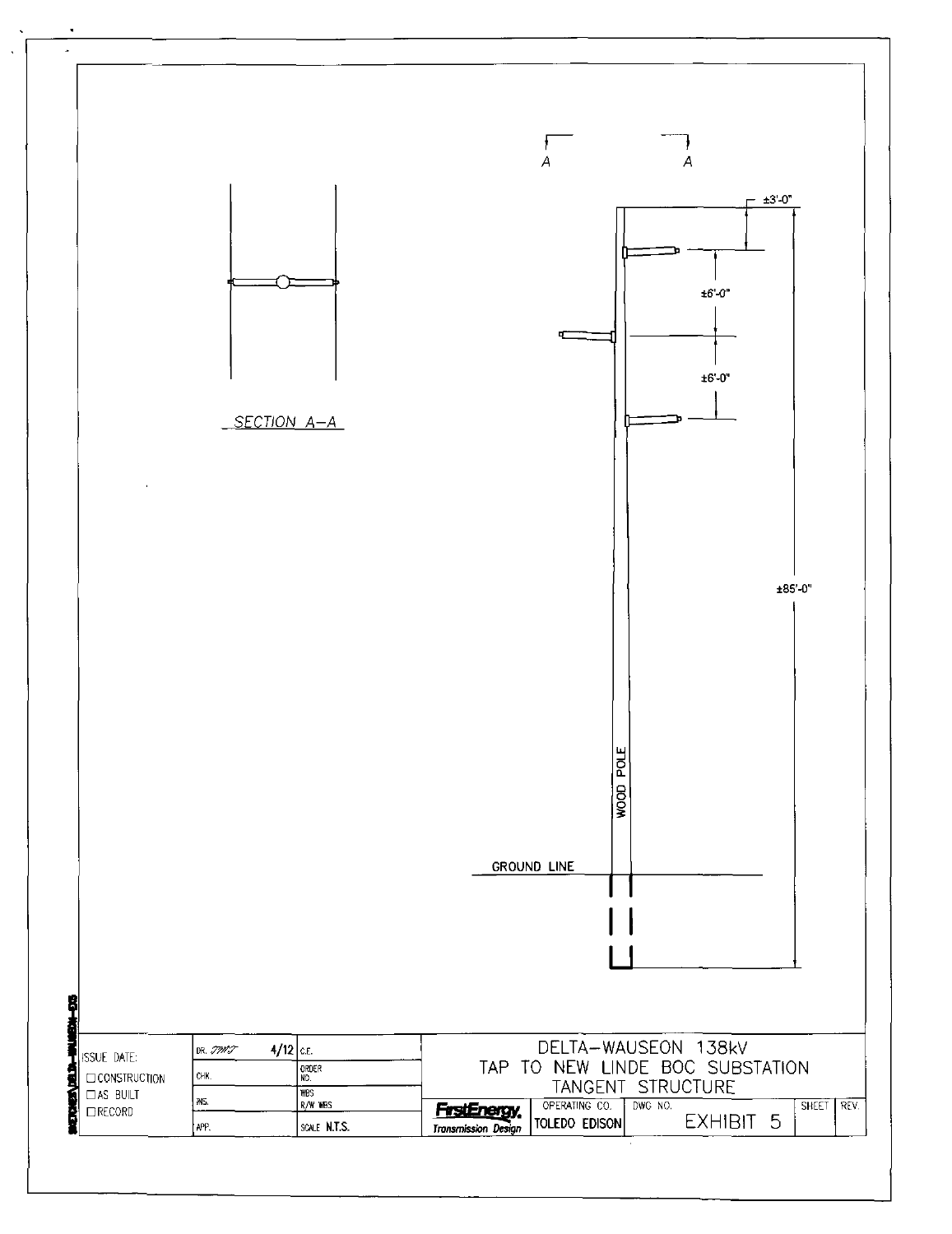A A

±3'-0"

±6'-0"

±6'-0"

±85'-0"

SECTION A–A

WOOD POLE

GROUND LINE

| ISSUE DATE: | DR. TWT 4/12 | C.E. | DELTA–WAUSEON 138kV TAP TO NEW LINDE BOC SUBSTATION TANGENT STRUCTURE | | | | |
|---|---|---|---|---|---|---|---|
| ☐ CONSTRUCTION | CHK. | ORDER NO. | | | | | |
| ☐ AS BUILT | INS. | WBS R/W WBS | FirstEnergy. Transmission Design | OPERATING CO. TOLEDO EDISON | DWG NO. EXHIBIT 5 | SHEET | REV. |
| ☐ RECORD | APP. | SCALE N.T.S. | | | | | |

SKETCHES\DELTA–WAUSEON–EX5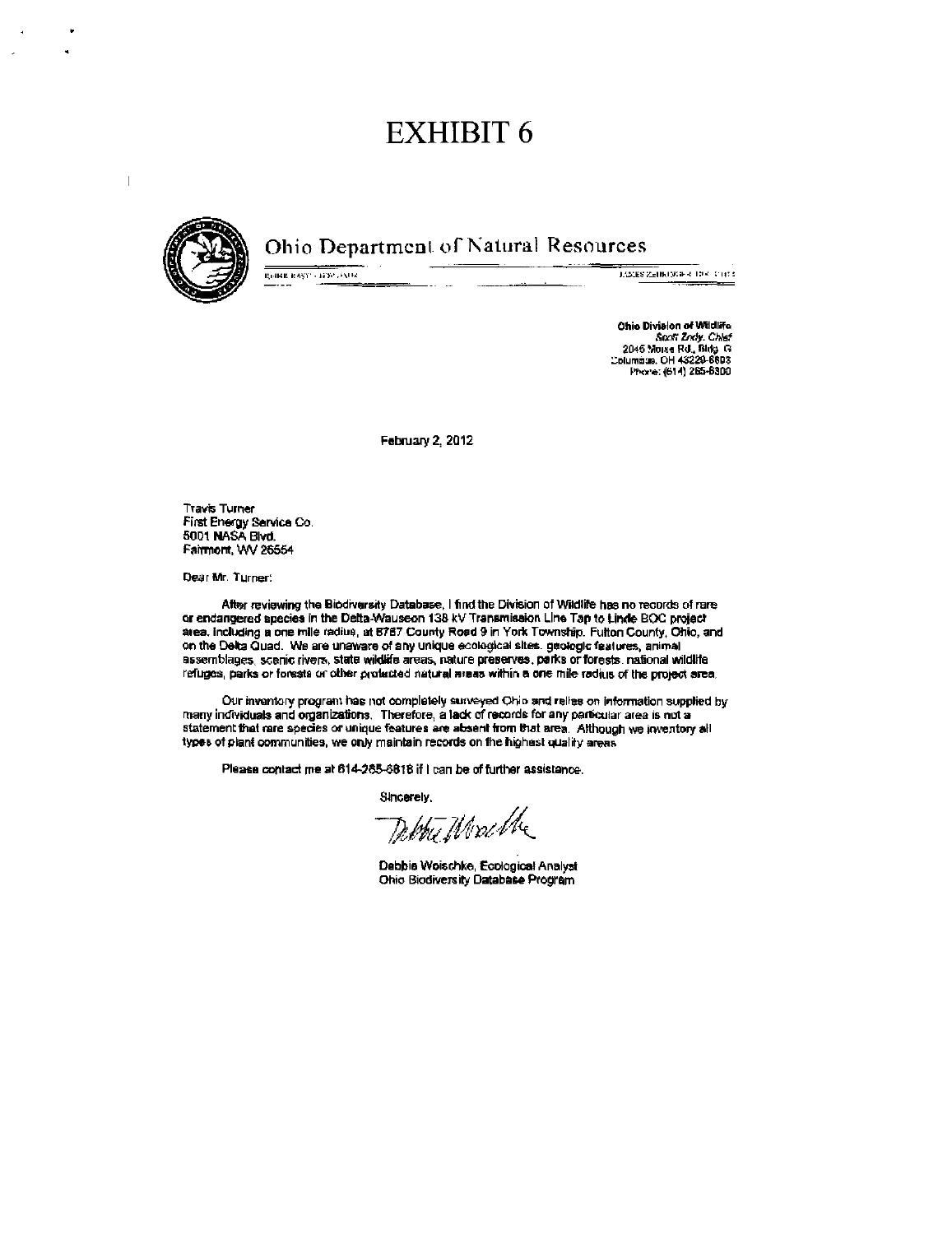# EXHIBIT 6

## Ohio Department of Natural Resources

JOHN KASICH, GOVERNOR | JAMES ZEHRINGER, DIRECTOR

**Ohio Division of Wildlife**
*Scott Zody, Chief*
2045 Morse Rd., Bldg. G
Columbus, OH 43229-6693
Phone: (614) 265-6300

February 2, 2012

Travis Turner
First Energy Service Co.
5001 NASA Blvd.
Fairmont, WV 26554

Dear Mr. Turner:

After reviewing the Biodiversity Database, I find the Division of Wildlife has no records of rare or endangered species in the Delta-Wauseon 138 kV Transmission Line Tap to Linde BOC project area, including a one mile radius, at 6787 County Road 9 in York Township, Fulton County, Ohio, and on the Delta Quad. We are unaware of any unique ecological sites, geologic features, animal assemblages, scenic rivers, state wildlife areas, nature preserves, parks or forests, national wildlife refuges, parks or forests or other protected natural areas within a one mile radius of the project area.

Our inventory program has not completely surveyed Ohio and relies on information supplied by many individuals and organizations. Therefore, a lack of records for any particular area is not a statement that rare species or unique features are absent from that area. Although we inventory all types of plant communities, we only maintain records on the highest quality areas.

Please contact me at 614-265-6818 if I can be of further assistance.

Sincerely,

Debbie Woischke, Ecological Analyst
Ohio Biodiversity Database Program